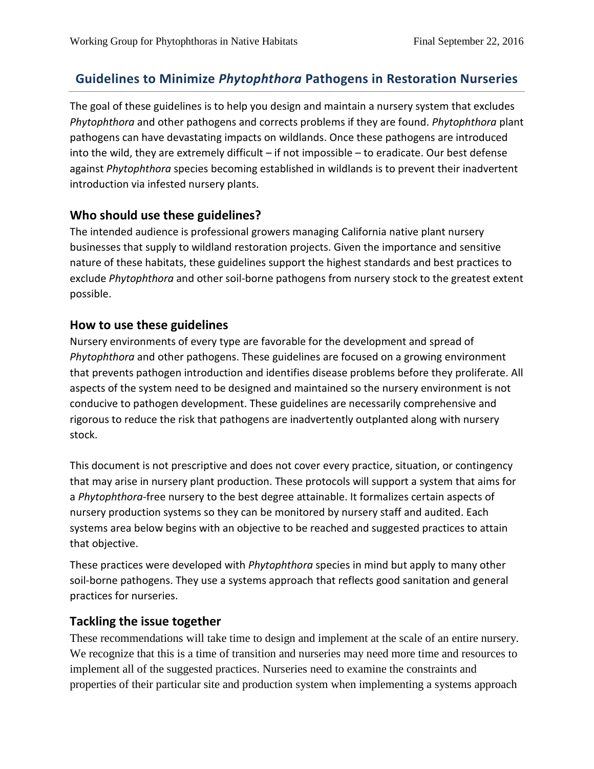# Guidelines to Minimize *Phytophthora* Pathogens in Restoration Nurseries

The goal of these guidelines is to help you design and maintain a nursery system that excludes *Phytophthora* and other pathogens and corrects problems if they are found. *Phytophthora* plant pathogens can have devastating impacts on wildlands. Once these pathogens are introduced into the wild, they are extremely difficult – if not impossible – to eradicate. Our best defense against *Phytophthora* species becoming established in wildlands is to prevent their inadvertent introduction via infested nursery plants.

## Who should use these guidelines?

The intended audience is professional growers managing California native plant nursery businesses that supply to wildland restoration projects. Given the importance and sensitive nature of these habitats, these guidelines support the highest standards and best practices to exclude *Phytophthora* and other soil-borne pathogens from nursery stock to the greatest extent possible.

## How to use these guidelines

Nursery environments of every type are favorable for the development and spread of *Phytophthora* and other pathogens. These guidelines are focused on a growing environment that prevents pathogen introduction and identifies disease problems before they proliferate. All aspects of the system need to be designed and maintained so the nursery environment is not conducive to pathogen development. These guidelines are necessarily comprehensive and rigorous to reduce the risk that pathogens are inadvertently outplanted along with nursery stock.

This document is not prescriptive and does not cover every practice, situation, or contingency that may arise in nursery plant production. These protocols will support a system that aims for a *Phytophthora*-free nursery to the best degree attainable. It formalizes certain aspects of nursery production systems so they can be monitored by nursery staff and audited. Each systems area below begins with an objective to be reached and suggested practices to attain that objective.

These practices were developed with *Phytophthora* species in mind but apply to many other soil-borne pathogens. They use a systems approach that reflects good sanitation and general practices for nurseries.

## Tackling the issue together

These recommendations will take time to design and implement at the scale of an entire nursery. We recognize that this is a time of transition and nurseries may need more time and resources to implement all of the suggested practices. Nurseries need to examine the constraints and properties of their particular site and production system when implementing a systems approach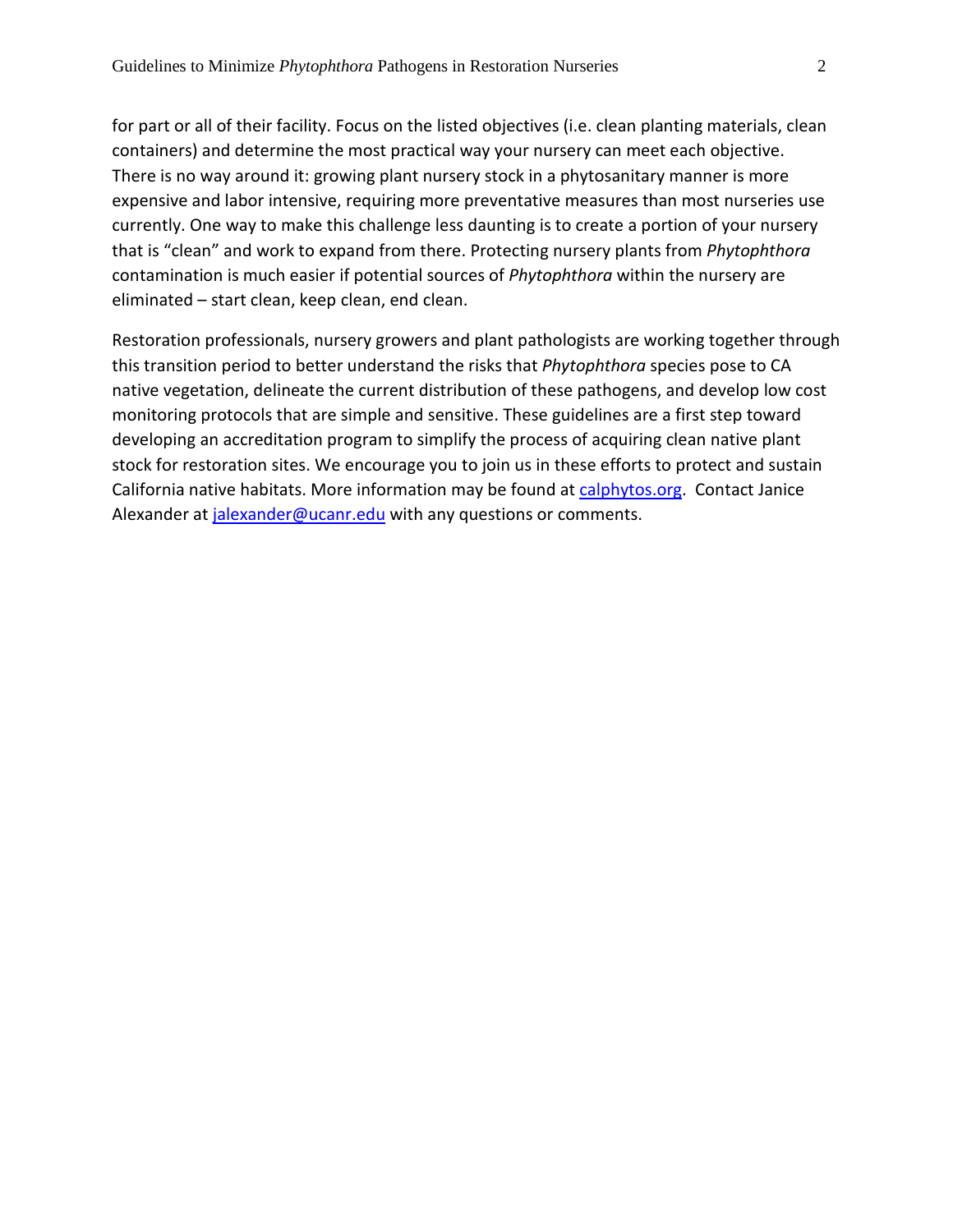for part or all of their facility. Focus on the listed objectives (i.e. clean planting materials, clean containers) and determine the most practical way your nursery can meet each objective. There is no way around it: growing plant nursery stock in a phytosanitary manner is more expensive and labor intensive, requiring more preventative measures than most nurseries use currently. One way to make this challenge less daunting is to create a portion of your nursery that is "clean" and work to expand from there. Protecting nursery plants from *Phytophthora* contamination is much easier if potential sources of *Phytophthora* within the nursery are eliminated – start clean, keep clean, end clean.

Restoration professionals, nursery growers and plant pathologists are working together through this transition period to better understand the risks that *Phytophthora* species pose to CA native vegetation, delineate the current distribution of these pathogens, and develop low cost monitoring protocols that are simple and sensitive. These guidelines are a first step toward developing an accreditation program to simplify the process of acquiring clean native plant stock for restoration sites. We encourage you to join us in these efforts to protect and sustain California native habitats. More information may be found at [calphytos.org](calphytos.org). Contact Janice Alexander at [jalexander@ucanr.edu](mailto:jalexander@ucanr.edu) with any questions or comments.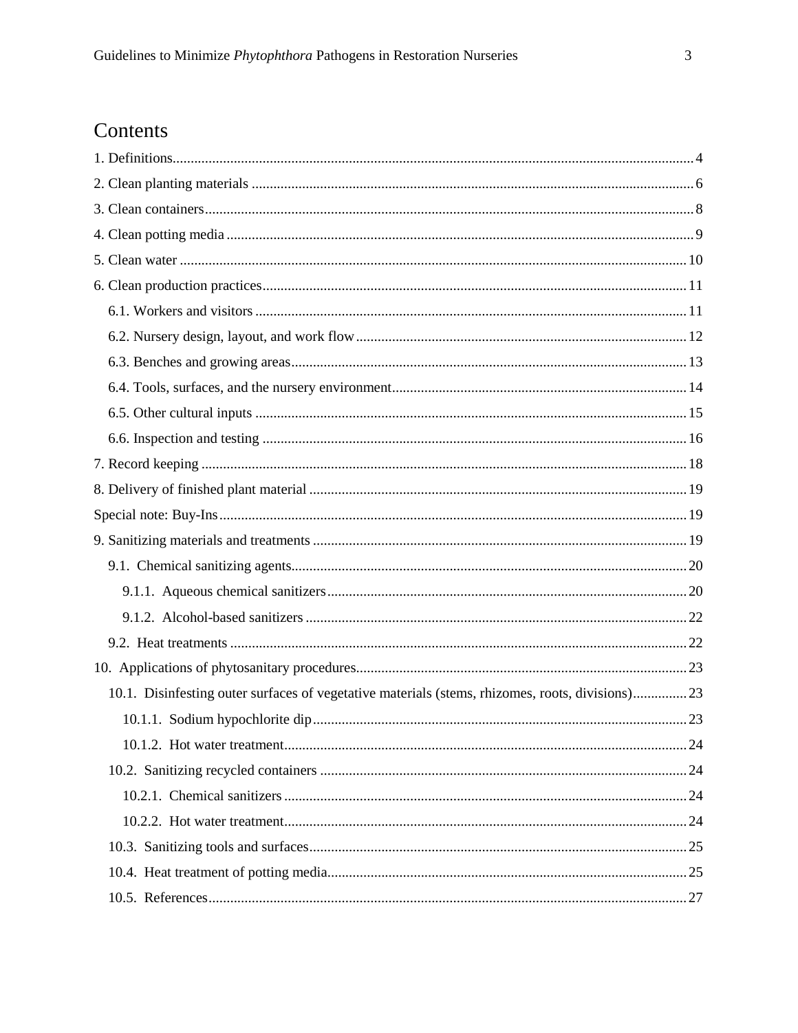# Contents

1. Definitions ... 4
2. Clean planting materials ... 6
3. Clean containers ... 8
4. Clean potting media ... 9
5. Clean water ... 10
6. Clean production practices ... 11
   - 6.1. Workers and visitors ... 11
   - 6.2. Nursery design, layout, and work flow ... 12
   - 6.3. Benches and growing areas ... 13
   - 6.4. Tools, surfaces, and the nursery environment ... 14
   - 6.5. Other cultural inputs ... 15
   - 6.6. Inspection and testing ... 16
7. Record keeping ... 18
8. Delivery of finished plant material ... 19

Special note: Buy-Ins ... 19

9. Sanitizing materials and treatments ... 19
   - 9.1. Chemical sanitizing agents ... 20
     - 9.1.1. Aqueous chemical sanitizers ... 20
     - 9.1.2. Alcohol-based sanitizers ... 22
   - 9.2. Heat treatments ... 22
10. Applications of phytosanitary procedures ... 23
    - 10.1. Disinfesting outer surfaces of vegetative materials (stems, rhizomes, roots, divisions) ... 23
      - 10.1.1. Sodium hypochlorite dip ... 23
      - 10.1.2. Hot water treatment ... 24
    - 10.2. Sanitizing recycled containers ... 24
      - 10.2.1. Chemical sanitizers ... 24
      - 10.2.2. Hot water treatment ... 24
    - 10.3. Sanitizing tools and surfaces ... 25
    - 10.4. Heat treatment of potting media ... 25
    - 10.5. References ... 27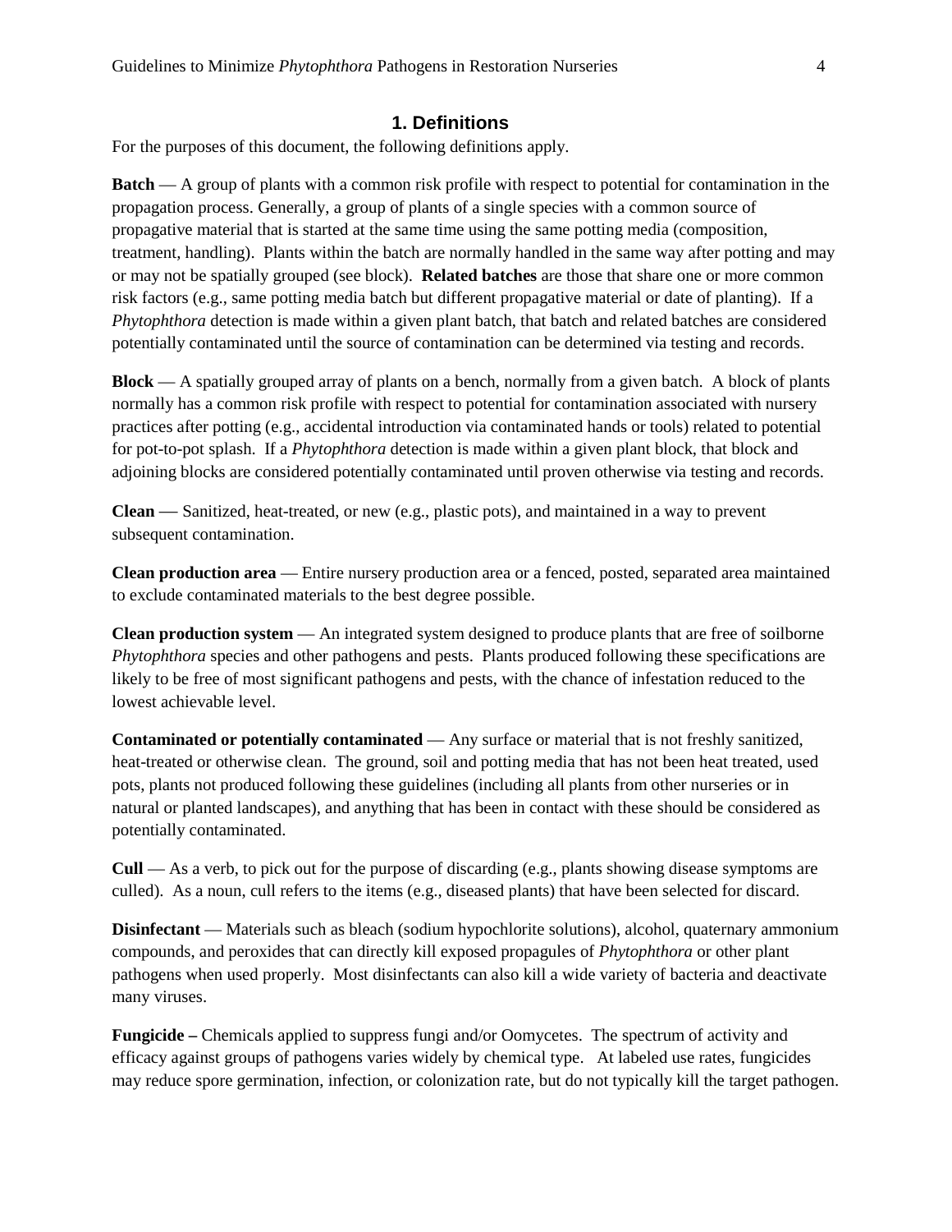## 1. Definitions

For the purposes of this document, the following definitions apply.

**Batch** — A group of plants with a common risk profile with respect to potential for contamination in the propagation process. Generally, a group of plants of a single species with a common source of propagative material that is started at the same time using the same potting media (composition, treatment, handling). Plants within the batch are normally handled in the same way after potting and may or may not be spatially grouped (see block). **Related batches** are those that share one or more common risk factors (e.g., same potting media batch but different propagative material or date of planting). If a *Phytophthora* detection is made within a given plant batch, that batch and related batches are considered potentially contaminated until the source of contamination can be determined via testing and records.

**Block** — A spatially grouped array of plants on a bench, normally from a given batch. A block of plants normally has a common risk profile with respect to potential for contamination associated with nursery practices after potting (e.g., accidental introduction via contaminated hands or tools) related to potential for pot-to-pot splash. If a *Phytophthora* detection is made within a given plant block, that block and adjoining blocks are considered potentially contaminated until proven otherwise via testing and records.

**Clean —** Sanitized, heat-treated, or new (e.g., plastic pots), and maintained in a way to prevent subsequent contamination.

**Clean production area** — Entire nursery production area or a fenced, posted, separated area maintained to exclude contaminated materials to the best degree possible.

**Clean production system** — An integrated system designed to produce plants that are free of soilborne *Phytophthora* species and other pathogens and pests. Plants produced following these specifications are likely to be free of most significant pathogens and pests, with the chance of infestation reduced to the lowest achievable level.

**Contaminated or potentially contaminated** — Any surface or material that is not freshly sanitized, heat-treated or otherwise clean. The ground, soil and potting media that has not been heat treated, used pots, plants not produced following these guidelines (including all plants from other nurseries or in natural or planted landscapes), and anything that has been in contact with these should be considered as potentially contaminated.

**Cull** — As a verb, to pick out for the purpose of discarding (e.g., plants showing disease symptoms are culled). As a noun, cull refers to the items (e.g., diseased plants) that have been selected for discard.

**Disinfectant** — Materials such as bleach (sodium hypochlorite solutions), alcohol, quaternary ammonium compounds, and peroxides that can directly kill exposed propagules of *Phytophthora* or other plant pathogens when used properly. Most disinfectants can also kill a wide variety of bacteria and deactivate many viruses.

**Fungicide –** Chemicals applied to suppress fungi and/or Oomycetes. The spectrum of activity and efficacy against groups of pathogens varies widely by chemical type. At labeled use rates, fungicides may reduce spore germination, infection, or colonization rate, but do not typically kill the target pathogen.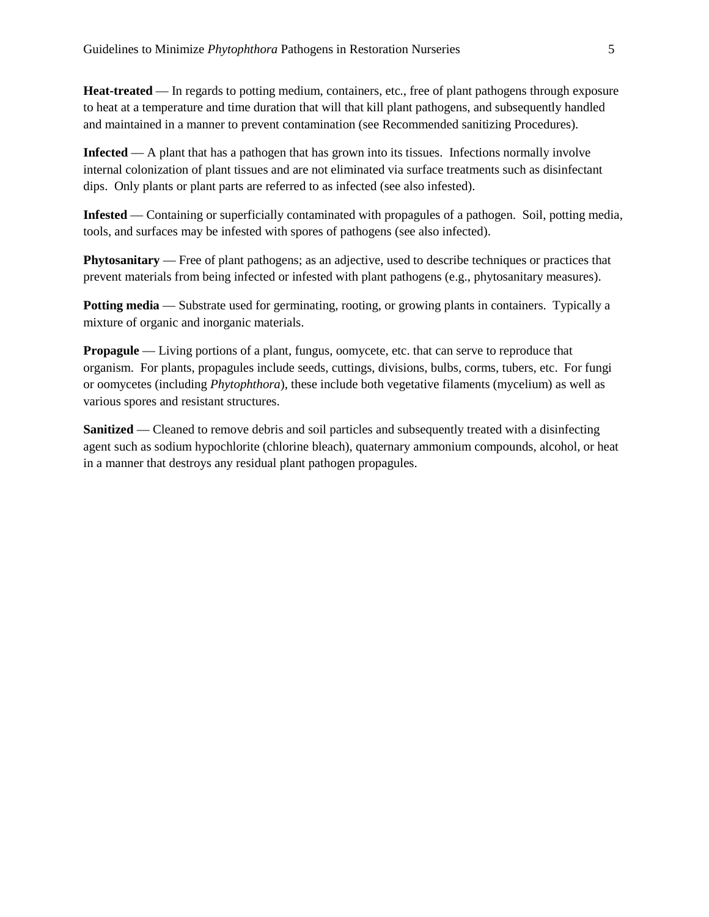**Heat-treated** — In regards to potting medium, containers, etc., free of plant pathogens through exposure to heat at a temperature and time duration that will that kill plant pathogens, and subsequently handled and maintained in a manner to prevent contamination (see Recommended sanitizing Procedures).

**Infected** — A plant that has a pathogen that has grown into its tissues. Infections normally involve internal colonization of plant tissues and are not eliminated via surface treatments such as disinfectant dips. Only plants or plant parts are referred to as infected (see also infested).

**Infested** — Containing or superficially contaminated with propagules of a pathogen. Soil, potting media, tools, and surfaces may be infested with spores of pathogens (see also infected).

**Phytosanitary** — Free of plant pathogens; as an adjective, used to describe techniques or practices that prevent materials from being infected or infested with plant pathogens (e.g., phytosanitary measures).

**Potting media** — Substrate used for germinating, rooting, or growing plants in containers. Typically a mixture of organic and inorganic materials.

**Propagule** — Living portions of a plant, fungus, oomycete, etc. that can serve to reproduce that organism. For plants, propagules include seeds, cuttings, divisions, bulbs, corms, tubers, etc. For fungi or oomycetes (including *Phytophthora*), these include both vegetative filaments (mycelium) as well as various spores and resistant structures.

**Sanitized** — Cleaned to remove debris and soil particles and subsequently treated with a disinfecting agent such as sodium hypochlorite (chlorine bleach), quaternary ammonium compounds, alcohol, or heat in a manner that destroys any residual plant pathogen propagules.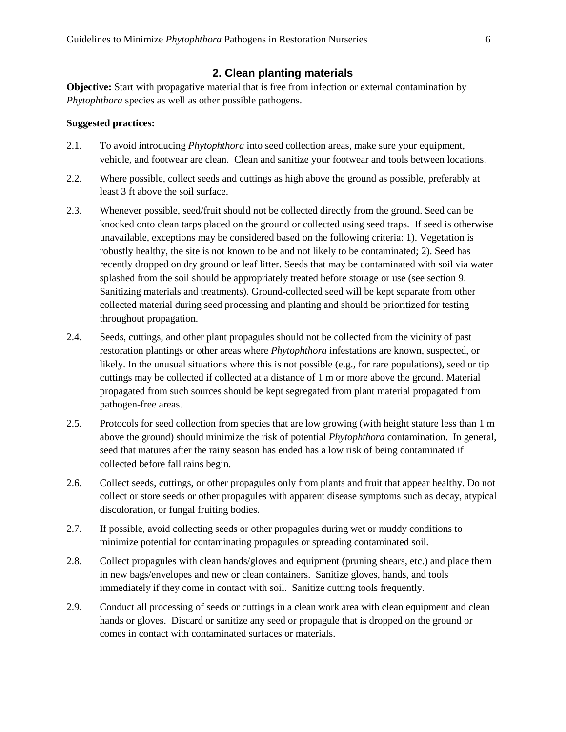## 2. Clean planting materials

**Objective:** Start with propagative material that is free from infection or external contamination by *Phytophthora* species as well as other possible pathogens.

**Suggested practices:**

2.1. To avoid introducing *Phytophthora* into seed collection areas, make sure your equipment, vehicle, and footwear are clean. Clean and sanitize your footwear and tools between locations.

2.2. Where possible, collect seeds and cuttings as high above the ground as possible, preferably at least 3 ft above the soil surface.

2.3. Whenever possible, seed/fruit should not be collected directly from the ground. Seed can be knocked onto clean tarps placed on the ground or collected using seed traps. If seed is otherwise unavailable, exceptions may be considered based on the following criteria: 1). Vegetation is robustly healthy, the site is not known to be and not likely to be contaminated; 2). Seed has recently dropped on dry ground or leaf litter. Seeds that may be contaminated with soil via water splashed from the soil should be appropriately treated before storage or use (see section 9. Sanitizing materials and treatments). Ground-collected seed will be kept separate from other collected material during seed processing and planting and should be prioritized for testing throughout propagation.

2.4. Seeds, cuttings, and other plant propagules should not be collected from the vicinity of past restoration plantings or other areas where *Phytophthora* infestations are known, suspected, or likely. In the unusual situations where this is not possible (e.g., for rare populations), seed or tip cuttings may be collected if collected at a distance of 1 m or more above the ground. Material propagated from such sources should be kept segregated from plant material propagated from pathogen-free areas.

2.5. Protocols for seed collection from species that are low growing (with height stature less than 1 m above the ground) should minimize the risk of potential *Phytophthora* contamination. In general, seed that matures after the rainy season has ended has a low risk of being contaminated if collected before fall rains begin.

2.6. Collect seeds, cuttings, or other propagules only from plants and fruit that appear healthy. Do not collect or store seeds or other propagules with apparent disease symptoms such as decay, atypical discoloration, or fungal fruiting bodies.

2.7. If possible, avoid collecting seeds or other propagules during wet or muddy conditions to minimize potential for contaminating propagules or spreading contaminated soil.

2.8. Collect propagules with clean hands/gloves and equipment (pruning shears, etc.) and place them in new bags/envelopes and new or clean containers. Sanitize gloves, hands, and tools immediately if they come in contact with soil. Sanitize cutting tools frequently.

2.9. Conduct all processing of seeds or cuttings in a clean work area with clean equipment and clean hands or gloves. Discard or sanitize any seed or propagule that is dropped on the ground or comes in contact with contaminated surfaces or materials.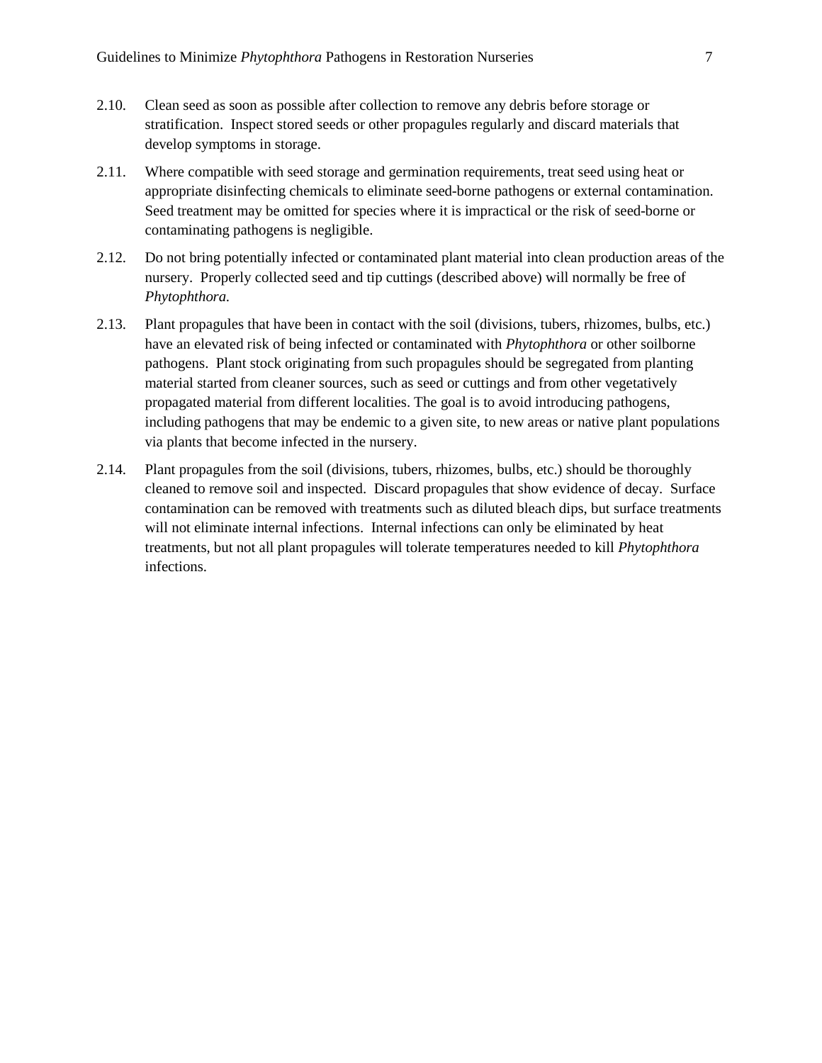2.10. Clean seed as soon as possible after collection to remove any debris before storage or stratification. Inspect stored seeds or other propagules regularly and discard materials that develop symptoms in storage.

2.11. Where compatible with seed storage and germination requirements, treat seed using heat or appropriate disinfecting chemicals to eliminate seed-borne pathogens or external contamination. Seed treatment may be omitted for species where it is impractical or the risk of seed-borne or contaminating pathogens is negligible.

2.12. Do not bring potentially infected or contaminated plant material into clean production areas of the nursery. Properly collected seed and tip cuttings (described above) will normally be free of *Phytophthora.*

2.13. Plant propagules that have been in contact with the soil (divisions, tubers, rhizomes, bulbs, etc.) have an elevated risk of being infected or contaminated with *Phytophthora* or other soilborne pathogens. Plant stock originating from such propagules should be segregated from planting material started from cleaner sources, such as seed or cuttings and from other vegetatively propagated material from different localities. The goal is to avoid introducing pathogens, including pathogens that may be endemic to a given site, to new areas or native plant populations via plants that become infected in the nursery.

2.14. Plant propagules from the soil (divisions, tubers, rhizomes, bulbs, etc.) should be thoroughly cleaned to remove soil and inspected. Discard propagules that show evidence of decay. Surface contamination can be removed with treatments such as diluted bleach dips, but surface treatments will not eliminate internal infections. Internal infections can only be eliminated by heat treatments, but not all plant propagules will tolerate temperatures needed to kill *Phytophthora* infections.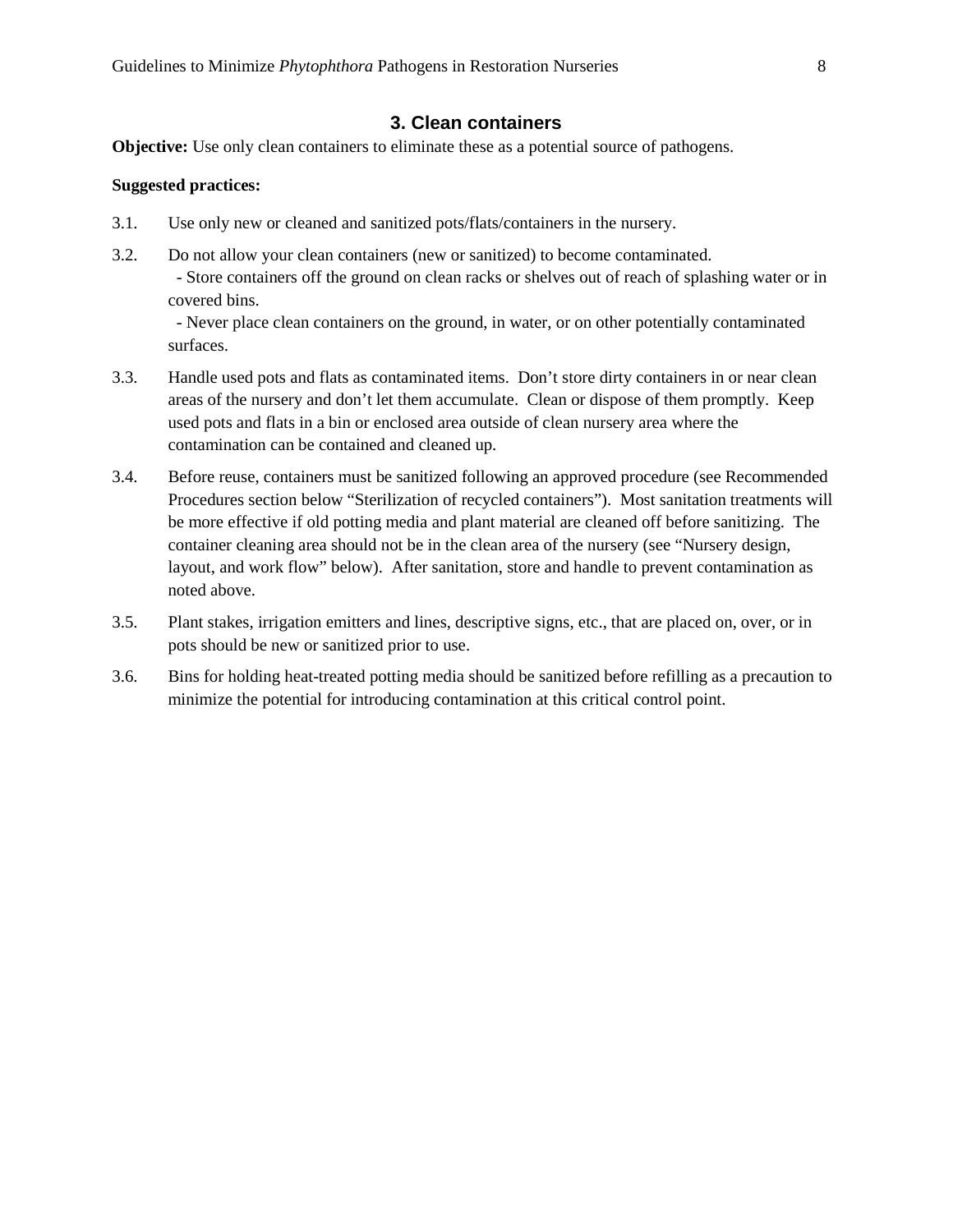## 3. Clean containers

**Objective:** Use only clean containers to eliminate these as a potential source of pathogens.

**Suggested practices:**

3.1. Use only new or cleaned and sanitized pots/flats/containers in the nursery.

3.2. Do not allow your clean containers (new or sanitized) to become contaminated.
  - Store containers off the ground on clean racks or shelves out of reach of splashing water or in covered bins.
  - Never place clean containers on the ground, in water, or on other potentially contaminated surfaces.

3.3. Handle used pots and flats as contaminated items. Don't store dirty containers in or near clean areas of the nursery and don't let them accumulate. Clean or dispose of them promptly. Keep used pots and flats in a bin or enclosed area outside of clean nursery area where the contamination can be contained and cleaned up.

3.4. Before reuse, containers must be sanitized following an approved procedure (see Recommended Procedures section below "Sterilization of recycled containers"). Most sanitation treatments will be more effective if old potting media and plant material are cleaned off before sanitizing. The container cleaning area should not be in the clean area of the nursery (see "Nursery design, layout, and work flow" below). After sanitation, store and handle to prevent contamination as noted above.

3.5. Plant stakes, irrigation emitters and lines, descriptive signs, etc., that are placed on, over, or in pots should be new or sanitized prior to use.

3.6. Bins for holding heat-treated potting media should be sanitized before refilling as a precaution to minimize the potential for introducing contamination at this critical control point.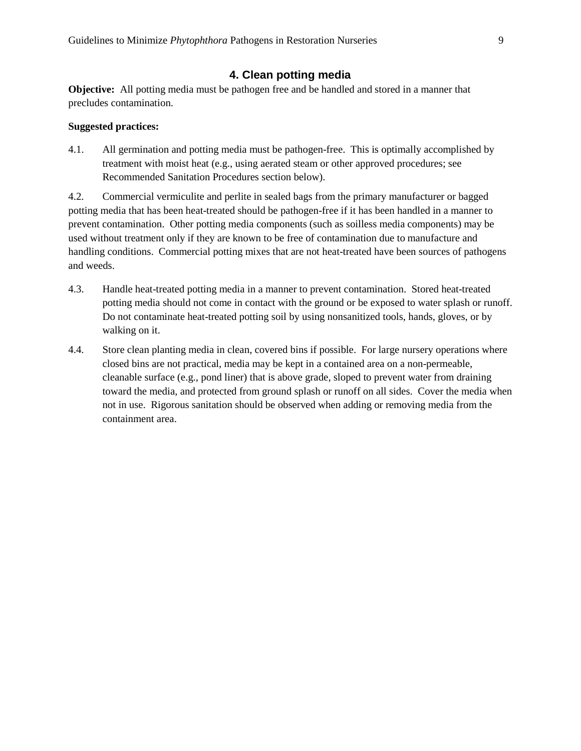## 4. Clean potting media

**Objective:** All potting media must be pathogen free and be handled and stored in a manner that precludes contamination.

**Suggested practices:**

4.1. All germination and potting media must be pathogen-free. This is optimally accomplished by treatment with moist heat (e.g., using aerated steam or other approved procedures; see Recommended Sanitation Procedures section below).

4.2. Commercial vermiculite and perlite in sealed bags from the primary manufacturer or bagged potting media that has been heat-treated should be pathogen-free if it has been handled in a manner to prevent contamination. Other potting media components (such as soilless media components) may be used without treatment only if they are known to be free of contamination due to manufacture and handling conditions. Commercial potting mixes that are not heat-treated have been sources of pathogens and weeds.

4.3. Handle heat-treated potting media in a manner to prevent contamination. Stored heat-treated potting media should not come in contact with the ground or be exposed to water splash or runoff. Do not contaminate heat-treated potting soil by using nonsanitized tools, hands, gloves, or by walking on it.

4.4. Store clean planting media in clean, covered bins if possible. For large nursery operations where closed bins are not practical, media may be kept in a contained area on a non-permeable, cleanable surface (e.g., pond liner) that is above grade, sloped to prevent water from draining toward the media, and protected from ground splash or runoff on all sides. Cover the media when not in use. Rigorous sanitation should be observed when adding or removing media from the containment area.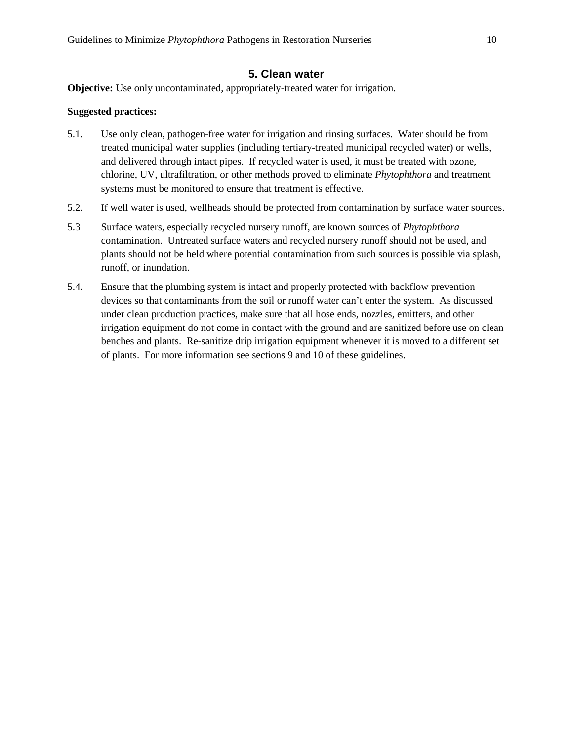## 5. Clean water

**Objective:** Use only uncontaminated, appropriately-treated water for irrigation.

**Suggested practices:**

5.1. Use only clean, pathogen-free water for irrigation and rinsing surfaces. Water should be from treated municipal water supplies (including tertiary-treated municipal recycled water) or wells, and delivered through intact pipes. If recycled water is used, it must be treated with ozone, chlorine, UV, ultrafiltration, or other methods proved to eliminate *Phytophthora* and treatment systems must be monitored to ensure that treatment is effective.

5.2. If well water is used, wellheads should be protected from contamination by surface water sources.

5.3 Surface waters, especially recycled nursery runoff, are known sources of *Phytophthora* contamination. Untreated surface waters and recycled nursery runoff should not be used, and plants should not be held where potential contamination from such sources is possible via splash, runoff, or inundation.

5.4. Ensure that the plumbing system is intact and properly protected with backflow prevention devices so that contaminants from the soil or runoff water can't enter the system. As discussed under clean production practices, make sure that all hose ends, nozzles, emitters, and other irrigation equipment do not come in contact with the ground and are sanitized before use on clean benches and plants. Re-sanitize drip irrigation equipment whenever it is moved to a different set of plants. For more information see sections 9 and 10 of these guidelines.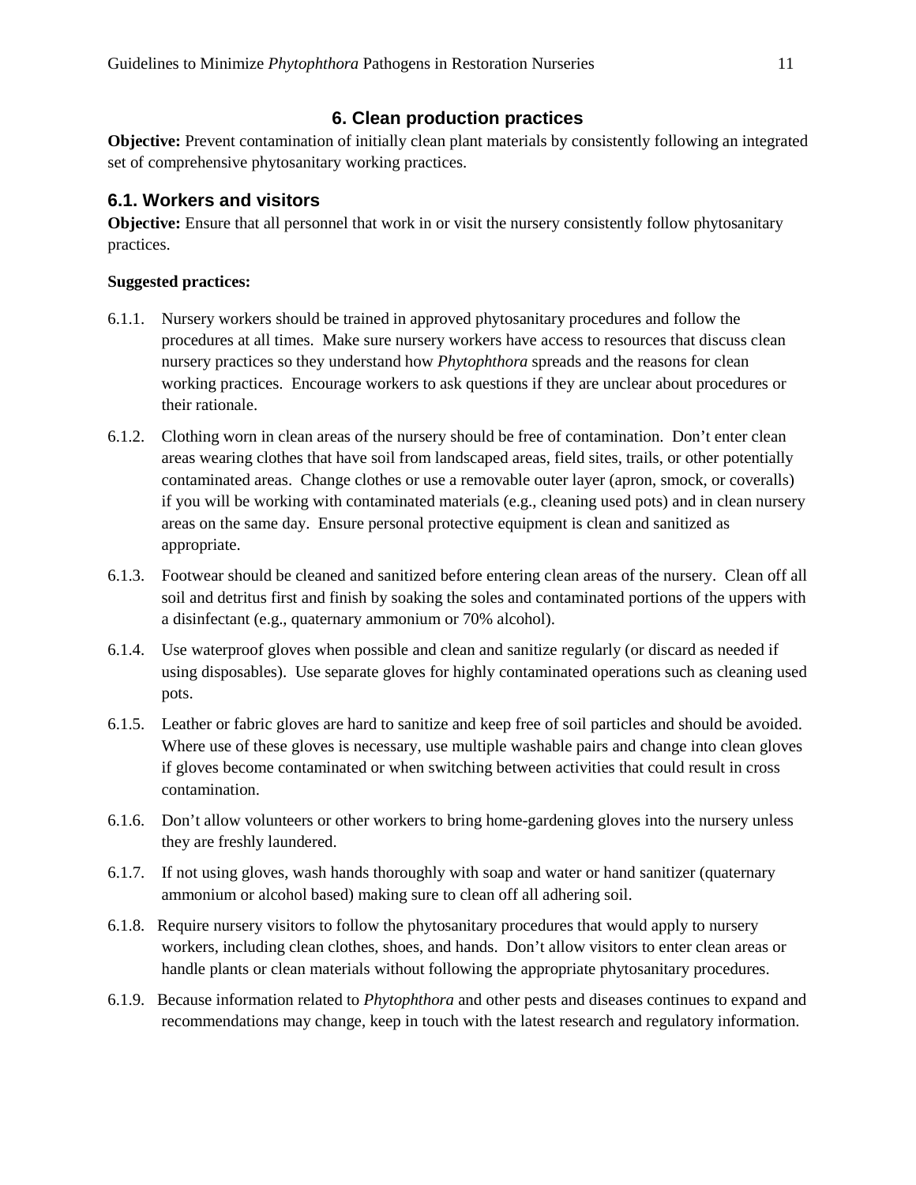## 6. Clean production practices

**Objective:** Prevent contamination of initially clean plant materials by consistently following an integrated set of comprehensive phytosanitary working practices.

### 6.1. Workers and visitors

**Objective:** Ensure that all personnel that work in or visit the nursery consistently follow phytosanitary practices.

**Suggested practices:**

6.1.1. Nursery workers should be trained in approved phytosanitary procedures and follow the procedures at all times. Make sure nursery workers have access to resources that discuss clean nursery practices so they understand how *Phytophthora* spreads and the reasons for clean working practices. Encourage workers to ask questions if they are unclear about procedures or their rationale.

6.1.2. Clothing worn in clean areas of the nursery should be free of contamination. Don't enter clean areas wearing clothes that have soil from landscaped areas, field sites, trails, or other potentially contaminated areas. Change clothes or use a removable outer layer (apron, smock, or coveralls) if you will be working with contaminated materials (e.g., cleaning used pots) and in clean nursery areas on the same day. Ensure personal protective equipment is clean and sanitized as appropriate.

6.1.3. Footwear should be cleaned and sanitized before entering clean areas of the nursery. Clean off all soil and detritus first and finish by soaking the soles and contaminated portions of the uppers with a disinfectant (e.g., quaternary ammonium or 70% alcohol).

6.1.4. Use waterproof gloves when possible and clean and sanitize regularly (or discard as needed if using disposables). Use separate gloves for highly contaminated operations such as cleaning used pots.

6.1.5. Leather or fabric gloves are hard to sanitize and keep free of soil particles and should be avoided. Where use of these gloves is necessary, use multiple washable pairs and change into clean gloves if gloves become contaminated or when switching between activities that could result in cross contamination.

6.1.6. Don't allow volunteers or other workers to bring home-gardening gloves into the nursery unless they are freshly laundered.

6.1.7. If not using gloves, wash hands thoroughly with soap and water or hand sanitizer (quaternary ammonium or alcohol based) making sure to clean off all adhering soil.

6.1.8. Require nursery visitors to follow the phytosanitary procedures that would apply to nursery workers, including clean clothes, shoes, and hands. Don't allow visitors to enter clean areas or handle plants or clean materials without following the appropriate phytosanitary procedures.

6.1.9. Because information related to *Phytophthora* and other pests and diseases continues to expand and recommendations may change, keep in touch with the latest research and regulatory information.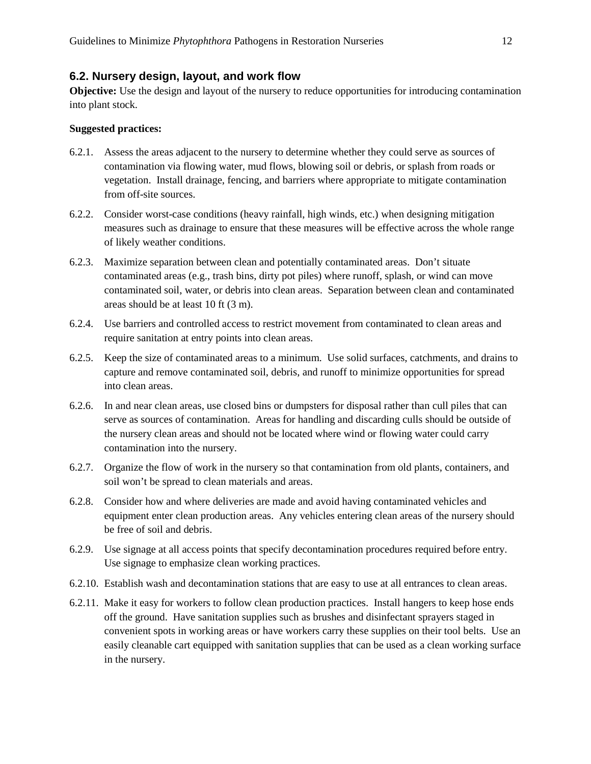## 6.2. Nursery design, layout, and work flow

**Objective:** Use the design and layout of the nursery to reduce opportunities for introducing contamination into plant stock.

**Suggested practices:**

6.2.1. Assess the areas adjacent to the nursery to determine whether they could serve as sources of contamination via flowing water, mud flows, blowing soil or debris, or splash from roads or vegetation. Install drainage, fencing, and barriers where appropriate to mitigate contamination from off-site sources.

6.2.2. Consider worst-case conditions (heavy rainfall, high winds, etc.) when designing mitigation measures such as drainage to ensure that these measures will be effective across the whole range of likely weather conditions.

6.2.3. Maximize separation between clean and potentially contaminated areas. Don't situate contaminated areas (e.g., trash bins, dirty pot piles) where runoff, splash, or wind can move contaminated soil, water, or debris into clean areas. Separation between clean and contaminated areas should be at least 10 ft (3 m).

6.2.4. Use barriers and controlled access to restrict movement from contaminated to clean areas and require sanitation at entry points into clean areas.

6.2.5. Keep the size of contaminated areas to a minimum. Use solid surfaces, catchments, and drains to capture and remove contaminated soil, debris, and runoff to minimize opportunities for spread into clean areas.

6.2.6. In and near clean areas, use closed bins or dumpsters for disposal rather than cull piles that can serve as sources of contamination. Areas for handling and discarding culls should be outside of the nursery clean areas and should not be located where wind or flowing water could carry contamination into the nursery.

6.2.7. Organize the flow of work in the nursery so that contamination from old plants, containers, and soil won't be spread to clean materials and areas.

6.2.8. Consider how and where deliveries are made and avoid having contaminated vehicles and equipment enter clean production areas. Any vehicles entering clean areas of the nursery should be free of soil and debris.

6.2.9. Use signage at all access points that specify decontamination procedures required before entry. Use signage to emphasize clean working practices.

6.2.10. Establish wash and decontamination stations that are easy to use at all entrances to clean areas.

6.2.11. Make it easy for workers to follow clean production practices. Install hangers to keep hose ends off the ground. Have sanitation supplies such as brushes and disinfectant sprayers staged in convenient spots in working areas or have workers carry these supplies on their tool belts. Use an easily cleanable cart equipped with sanitation supplies that can be used as a clean working surface in the nursery.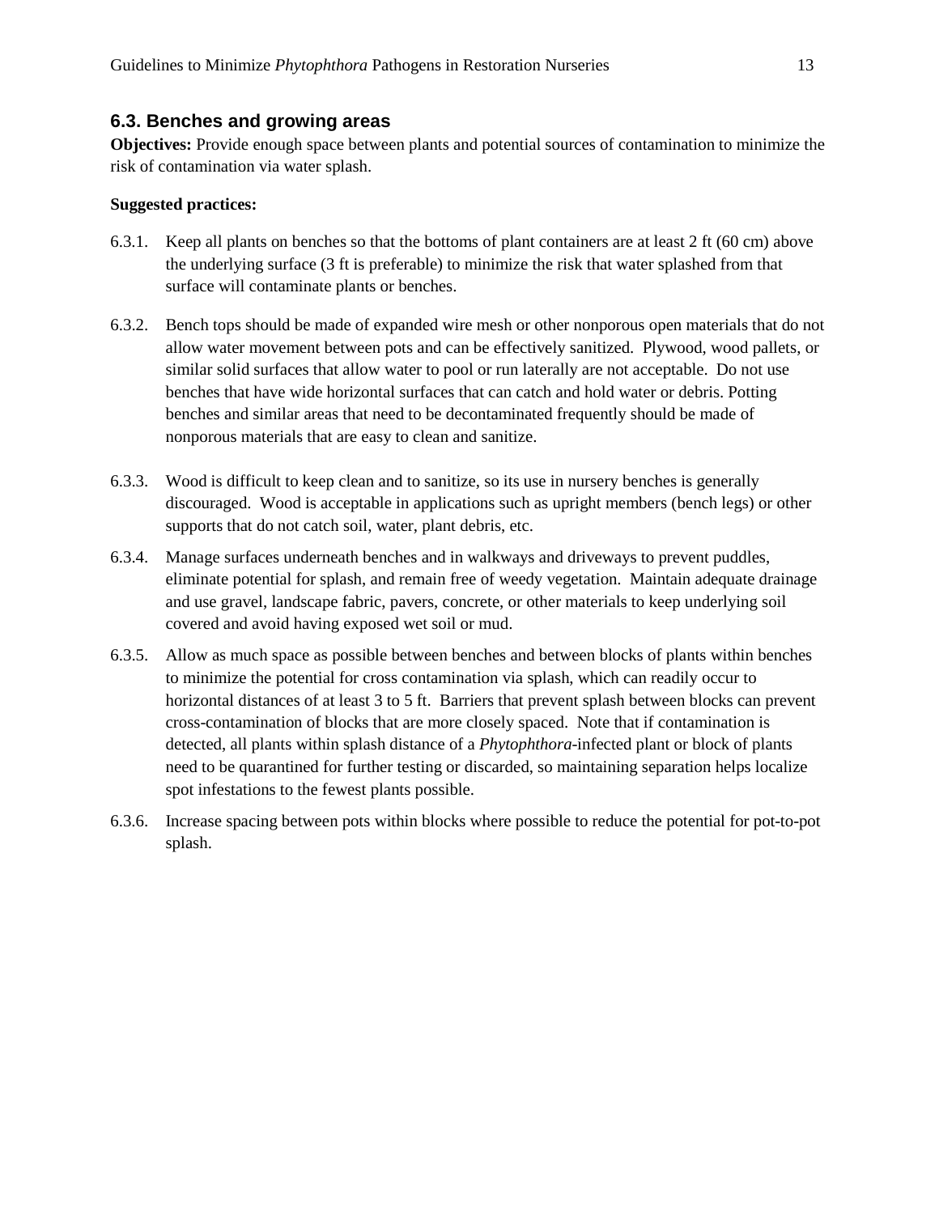## 6.3. Benches and growing areas

**Objectives:** Provide enough space between plants and potential sources of contamination to minimize the risk of contamination via water splash.

**Suggested practices:**

6.3.1. Keep all plants on benches so that the bottoms of plant containers are at least 2 ft (60 cm) above the underlying surface (3 ft is preferable) to minimize the risk that water splashed from that surface will contaminate plants or benches.

6.3.2. Bench tops should be made of expanded wire mesh or other nonporous open materials that do not allow water movement between pots and can be effectively sanitized. Plywood, wood pallets, or similar solid surfaces that allow water to pool or run laterally are not acceptable. Do not use benches that have wide horizontal surfaces that can catch and hold water or debris. Potting benches and similar areas that need to be decontaminated frequently should be made of nonporous materials that are easy to clean and sanitize.

6.3.3. Wood is difficult to keep clean and to sanitize, so its use in nursery benches is generally discouraged. Wood is acceptable in applications such as upright members (bench legs) or other supports that do not catch soil, water, plant debris, etc.

6.3.4. Manage surfaces underneath benches and in walkways and driveways to prevent puddles, eliminate potential for splash, and remain free of weedy vegetation. Maintain adequate drainage and use gravel, landscape fabric, pavers, concrete, or other materials to keep underlying soil covered and avoid having exposed wet soil or mud.

6.3.5. Allow as much space as possible between benches and between blocks of plants within benches to minimize the potential for cross contamination via splash, which can readily occur to horizontal distances of at least 3 to 5 ft. Barriers that prevent splash between blocks can prevent cross-contamination of blocks that are more closely spaced. Note that if contamination is detected, all plants within splash distance of a *Phytophthora*-infected plant or block of plants need to be quarantined for further testing or discarded, so maintaining separation helps localize spot infestations to the fewest plants possible.

6.3.6. Increase spacing between pots within blocks where possible to reduce the potential for pot-to-pot splash.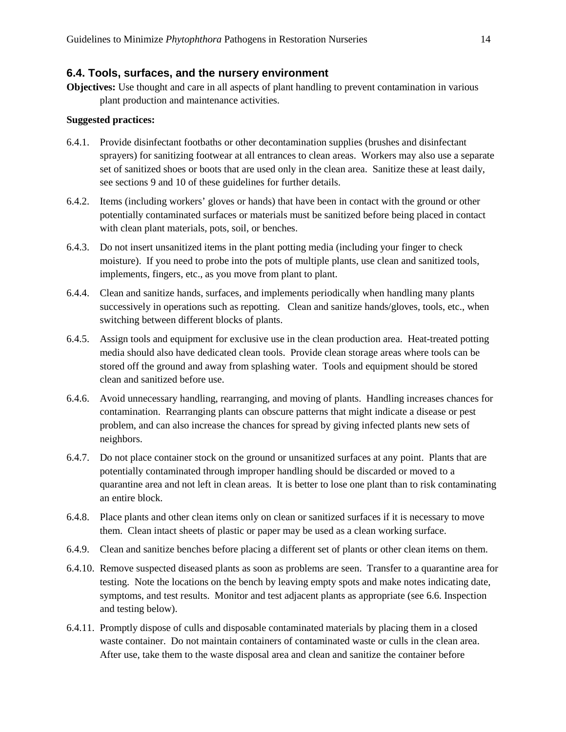### 6.4. Tools, surfaces, and the nursery environment

**Objectives:** Use thought and care in all aspects of plant handling to prevent contamination in various plant production and maintenance activities.

**Suggested practices:**

6.4.1. Provide disinfectant footbaths or other decontamination supplies (brushes and disinfectant sprayers) for sanitizing footwear at all entrances to clean areas. Workers may also use a separate set of sanitized shoes or boots that are used only in the clean area. Sanitize these at least daily, see sections 9 and 10 of these guidelines for further details.

6.4.2. Items (including workers' gloves or hands) that have been in contact with the ground or other potentially contaminated surfaces or materials must be sanitized before being placed in contact with clean plant materials, pots, soil, or benches.

6.4.3. Do not insert unsanitized items in the plant potting media (including your finger to check moisture). If you need to probe into the pots of multiple plants, use clean and sanitized tools, implements, fingers, etc., as you move from plant to plant.

6.4.4. Clean and sanitize hands, surfaces, and implements periodically when handling many plants successively in operations such as repotting. Clean and sanitize hands/gloves, tools, etc., when switching between different blocks of plants.

6.4.5. Assign tools and equipment for exclusive use in the clean production area. Heat-treated potting media should also have dedicated clean tools. Provide clean storage areas where tools can be stored off the ground and away from splashing water. Tools and equipment should be stored clean and sanitized before use.

6.4.6. Avoid unnecessary handling, rearranging, and moving of plants. Handling increases chances for contamination. Rearranging plants can obscure patterns that might indicate a disease or pest problem, and can also increase the chances for spread by giving infected plants new sets of neighbors.

6.4.7. Do not place container stock on the ground or unsanitized surfaces at any point. Plants that are potentially contaminated through improper handling should be discarded or moved to a quarantine area and not left in clean areas. It is better to lose one plant than to risk contaminating an entire block.

6.4.8. Place plants and other clean items only on clean or sanitized surfaces if it is necessary to move them. Clean intact sheets of plastic or paper may be used as a clean working surface.

6.4.9. Clean and sanitize benches before placing a different set of plants or other clean items on them.

6.4.10. Remove suspected diseased plants as soon as problems are seen. Transfer to a quarantine area for testing. Note the locations on the bench by leaving empty spots and make notes indicating date, symptoms, and test results. Monitor and test adjacent plants as appropriate (see 6.6. Inspection and testing below).

6.4.11. Promptly dispose of culls and disposable contaminated materials by placing them in a closed waste container. Do not maintain containers of contaminated waste or culls in the clean area. After use, take them to the waste disposal area and clean and sanitize the container before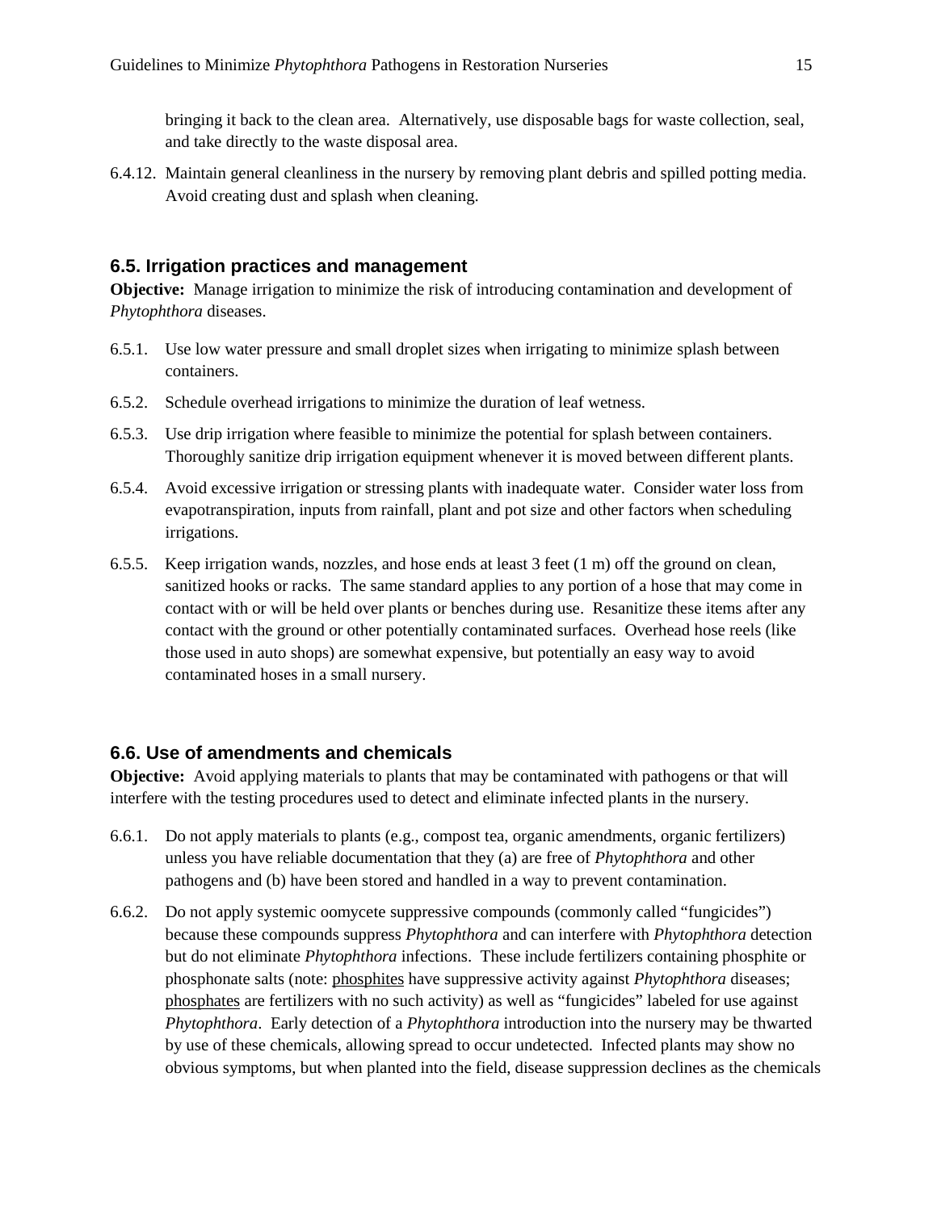bringing it back to the clean area. Alternatively, use disposable bags for waste collection, seal, and take directly to the waste disposal area.

6.4.12. Maintain general cleanliness in the nursery by removing plant debris and spilled potting media. Avoid creating dust and splash when cleaning.

### 6.5. Irrigation practices and management

**Objective:** Manage irrigation to minimize the risk of introducing contamination and development of *Phytophthora* diseases.

6.5.1. Use low water pressure and small droplet sizes when irrigating to minimize splash between containers.

6.5.2. Schedule overhead irrigations to minimize the duration of leaf wetness.

6.5.3. Use drip irrigation where feasible to minimize the potential for splash between containers. Thoroughly sanitize drip irrigation equipment whenever it is moved between different plants.

6.5.4. Avoid excessive irrigation or stressing plants with inadequate water. Consider water loss from evapotranspiration, inputs from rainfall, plant and pot size and other factors when scheduling irrigations.

6.5.5. Keep irrigation wands, nozzles, and hose ends at least 3 feet (1 m) off the ground on clean, sanitized hooks or racks. The same standard applies to any portion of a hose that may come in contact with or will be held over plants or benches during use. Resanitize these items after any contact with the ground or other potentially contaminated surfaces. Overhead hose reels (like those used in auto shops) are somewhat expensive, but potentially an easy way to avoid contaminated hoses in a small nursery.

### 6.6. Use of amendments and chemicals

**Objective:** Avoid applying materials to plants that may be contaminated with pathogens or that will interfere with the testing procedures used to detect and eliminate infected plants in the nursery.

6.6.1. Do not apply materials to plants (e.g., compost tea, organic amendments, organic fertilizers) unless you have reliable documentation that they (a) are free of *Phytophthora* and other pathogens and (b) have been stored and handled in a way to prevent contamination.

6.6.2. Do not apply systemic oomycete suppressive compounds (commonly called "fungicides") because these compounds suppress *Phytophthora* and can interfere with *Phytophthora* detection but do not eliminate *Phytophthora* infections. These include fertilizers containing phosphite or phosphonate salts (note: <u>phosphites</u> have suppressive activity against *Phytophthora* diseases; <u>phosphates</u> are fertilizers with no such activity) as well as "fungicides" labeled for use against *Phytophthora*. Early detection of a *Phytophthora* introduction into the nursery may be thwarted by use of these chemicals, allowing spread to occur undetected. Infected plants may show no obvious symptoms, but when planted into the field, disease suppression declines as the chemicals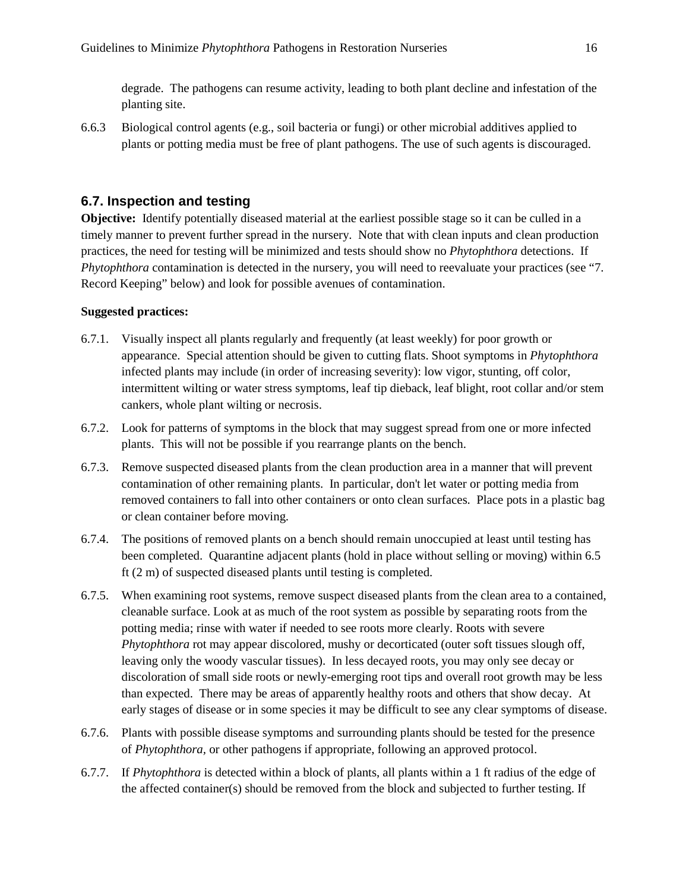degrade. The pathogens can resume activity, leading to both plant decline and infestation of the planting site.

6.6.3 Biological control agents (e.g., soil bacteria or fungi) or other microbial additives applied to plants or potting media must be free of plant pathogens. The use of such agents is discouraged.

## 6.7. Inspection and testing

**Objective:** Identify potentially diseased material at the earliest possible stage so it can be culled in a timely manner to prevent further spread in the nursery. Note that with clean inputs and clean production practices, the need for testing will be minimized and tests should show no *Phytophthora* detections. If *Phytophthora* contamination is detected in the nursery, you will need to reevaluate your practices (see "7. Record Keeping" below) and look for possible avenues of contamination.

**Suggested practices:**

6.7.1. Visually inspect all plants regularly and frequently (at least weekly) for poor growth or appearance. Special attention should be given to cutting flats. Shoot symptoms in *Phytophthora* infected plants may include (in order of increasing severity): low vigor, stunting, off color, intermittent wilting or water stress symptoms, leaf tip dieback, leaf blight, root collar and/or stem cankers, whole plant wilting or necrosis.

6.7.2. Look for patterns of symptoms in the block that may suggest spread from one or more infected plants. This will not be possible if you rearrange plants on the bench.

6.7.3. Remove suspected diseased plants from the clean production area in a manner that will prevent contamination of other remaining plants. In particular, don't let water or potting media from removed containers to fall into other containers or onto clean surfaces. Place pots in a plastic bag or clean container before moving.

6.7.4. The positions of removed plants on a bench should remain unoccupied at least until testing has been completed. Quarantine adjacent plants (hold in place without selling or moving) within 6.5 ft (2 m) of suspected diseased plants until testing is completed.

6.7.5. When examining root systems, remove suspect diseased plants from the clean area to a contained, cleanable surface. Look at as much of the root system as possible by separating roots from the potting media; rinse with water if needed to see roots more clearly. Roots with severe *Phytophthora* rot may appear discolored, mushy or decorticated (outer soft tissues slough off, leaving only the woody vascular tissues). In less decayed roots, you may only see decay or discoloration of small side roots or newly-emerging root tips and overall root growth may be less than expected. There may be areas of apparently healthy roots and others that show decay. At early stages of disease or in some species it may be difficult to see any clear symptoms of disease.

6.7.6. Plants with possible disease symptoms and surrounding plants should be tested for the presence of *Phytophthora*, or other pathogens if appropriate, following an approved protocol.

6.7.7. If *Phytophthora* is detected within a block of plants, all plants within a 1 ft radius of the edge of the affected container(s) should be removed from the block and subjected to further testing. If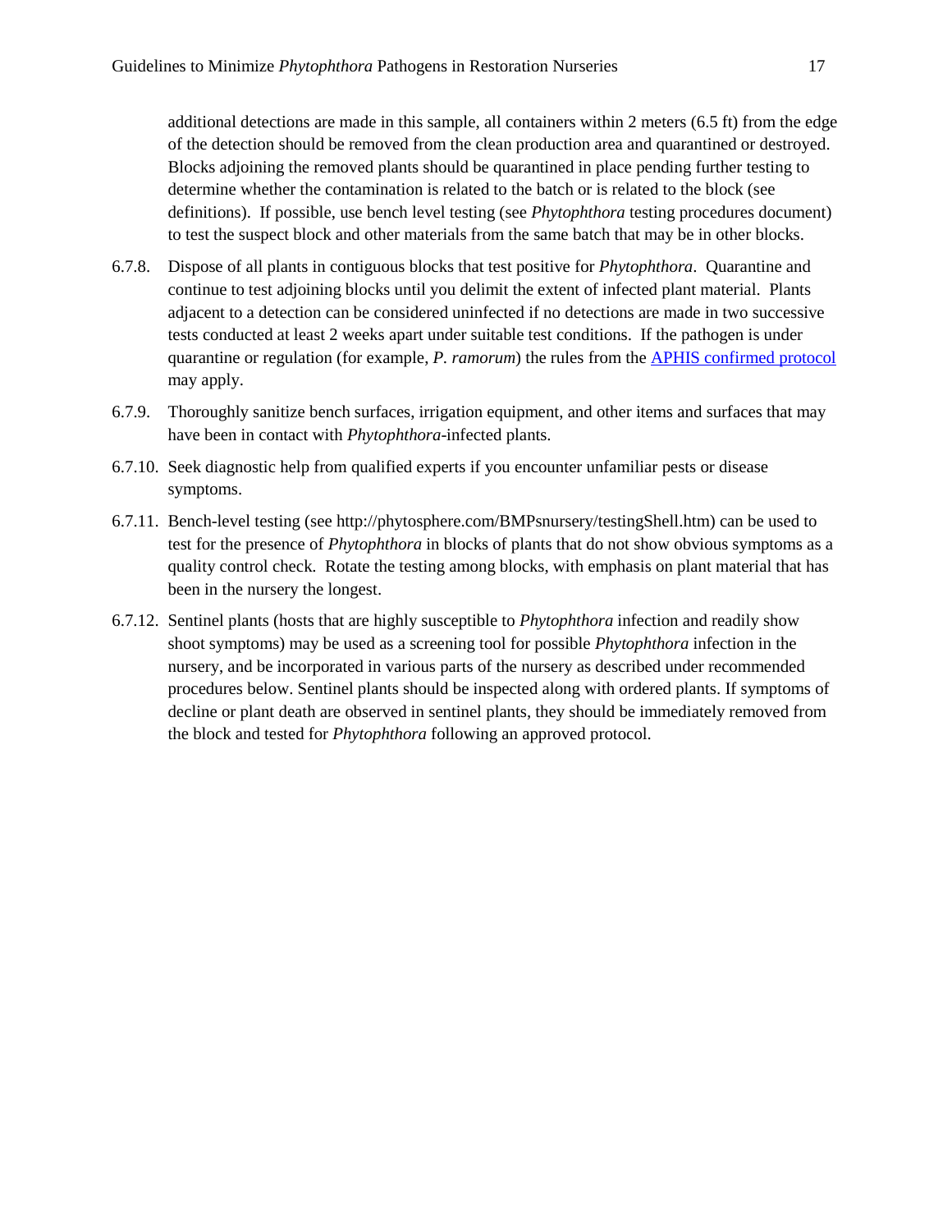additional detections are made in this sample, all containers within 2 meters (6.5 ft) from the edge of the detection should be removed from the clean production area and quarantined or destroyed. Blocks adjoining the removed plants should be quarantined in place pending further testing to determine whether the contamination is related to the batch or is related to the block (see definitions). If possible, use bench level testing (see *Phytophthora* testing procedures document) to test the suspect block and other materials from the same batch that may be in other blocks.

6.7.8. Dispose of all plants in contiguous blocks that test positive for *Phytophthora*. Quarantine and continue to test adjoining blocks until you delimit the extent of infected plant material. Plants adjacent to a detection can be considered uninfected if no detections are made in two successive tests conducted at least 2 weeks apart under suitable test conditions. If the pathogen is under quarantine or regulation (for example, *P. ramorum*) the rules from the APHIS confirmed protocol may apply.

6.7.9. Thoroughly sanitize bench surfaces, irrigation equipment, and other items and surfaces that may have been in contact with *Phytophthora*-infected plants.

6.7.10. Seek diagnostic help from qualified experts if you encounter unfamiliar pests or disease symptoms.

6.7.11. Bench-level testing (see http://phytosphere.com/BMPsnursery/testingShell.htm) can be used to test for the presence of *Phytophthora* in blocks of plants that do not show obvious symptoms as a quality control check. Rotate the testing among blocks, with emphasis on plant material that has been in the nursery the longest.

6.7.12. Sentinel plants (hosts that are highly susceptible to *Phytophthora* infection and readily show shoot symptoms) may be used as a screening tool for possible *Phytophthora* infection in the nursery, and be incorporated in various parts of the nursery as described under recommended procedures below. Sentinel plants should be inspected along with ordered plants. If symptoms of decline or plant death are observed in sentinel plants, they should be immediately removed from the block and tested for *Phytophthora* following an approved protocol.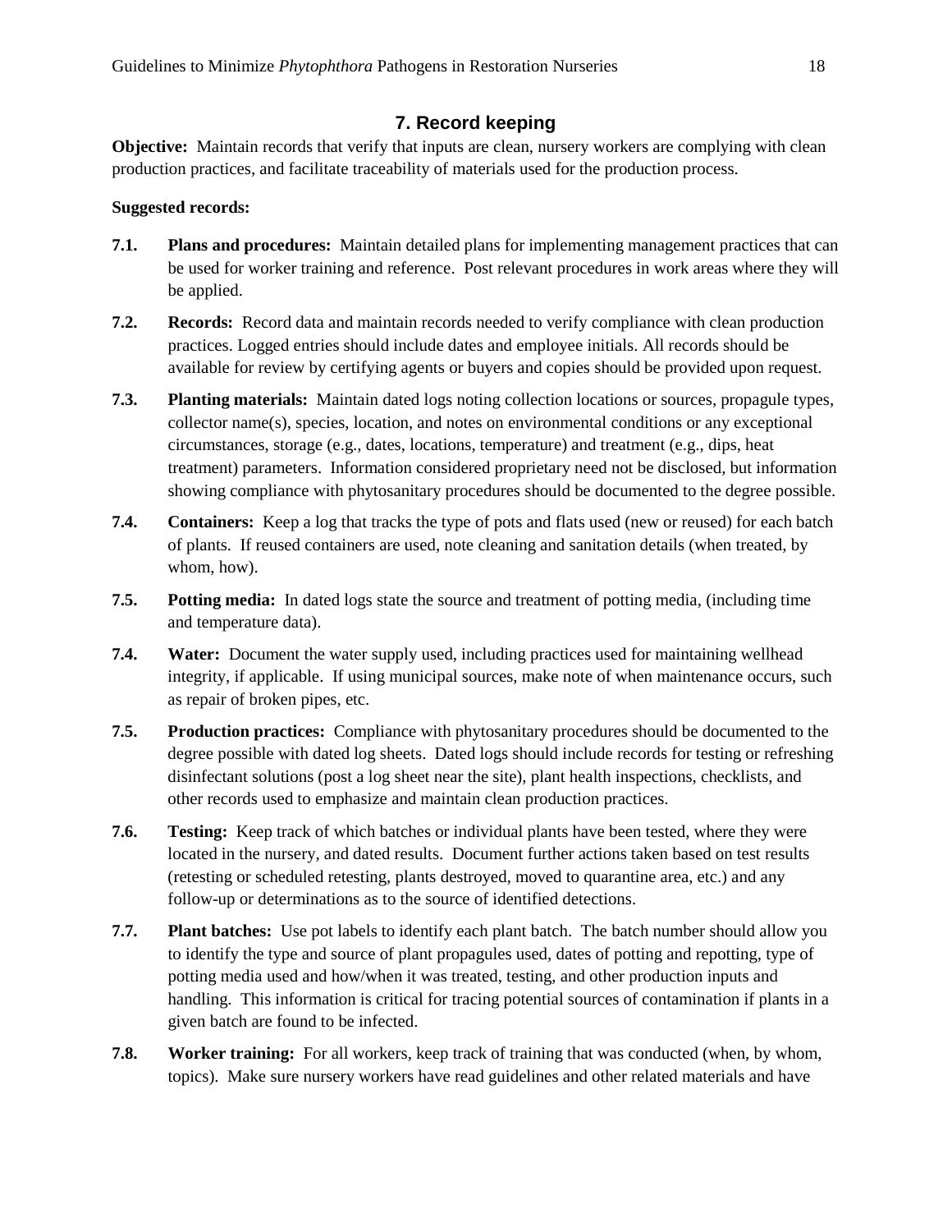## 7. Record keeping

**Objective:** Maintain records that verify that inputs are clean, nursery workers are complying with clean production practices, and facilitate traceability of materials used for the production process.

**Suggested records:**

**7.1.** **Plans and procedures:** Maintain detailed plans for implementing management practices that can be used for worker training and reference. Post relevant procedures in work areas where they will be applied.

**7.2.** **Records:** Record data and maintain records needed to verify compliance with clean production practices. Logged entries should include dates and employee initials. All records should be available for review by certifying agents or buyers and copies should be provided upon request.

**7.3.** **Planting materials:** Maintain dated logs noting collection locations or sources, propagule types, collector name(s), species, location, and notes on environmental conditions or any exceptional circumstances, storage (e.g., dates, locations, temperature) and treatment (e.g., dips, heat treatment) parameters. Information considered proprietary need not be disclosed, but information showing compliance with phytosanitary procedures should be documented to the degree possible.

**7.4.** **Containers:** Keep a log that tracks the type of pots and flats used (new or reused) for each batch of plants. If reused containers are used, note cleaning and sanitation details (when treated, by whom, how).

**7.5.** **Potting media:** In dated logs state the source and treatment of potting media, (including time and temperature data).

**7.4.** **Water:** Document the water supply used, including practices used for maintaining wellhead integrity, if applicable. If using municipal sources, make note of when maintenance occurs, such as repair of broken pipes, etc.

**7.5.** **Production practices:** Compliance with phytosanitary procedures should be documented to the degree possible with dated log sheets. Dated logs should include records for testing or refreshing disinfectant solutions (post a log sheet near the site), plant health inspections, checklists, and other records used to emphasize and maintain clean production practices.

**7.6.** **Testing:** Keep track of which batches or individual plants have been tested, where they were located in the nursery, and dated results. Document further actions taken based on test results (retesting or scheduled retesting, plants destroyed, moved to quarantine area, etc.) and any follow-up or determinations as to the source of identified detections.

**7.7.** **Plant batches:** Use pot labels to identify each plant batch. The batch number should allow you to identify the type and source of plant propagules used, dates of potting and repotting, type of potting media used and how/when it was treated, testing, and other production inputs and handling. This information is critical for tracing potential sources of contamination if plants in a given batch are found to be infected.

**7.8.** **Worker training:** For all workers, keep track of training that was conducted (when, by whom, topics). Make sure nursery workers have read guidelines and other related materials and have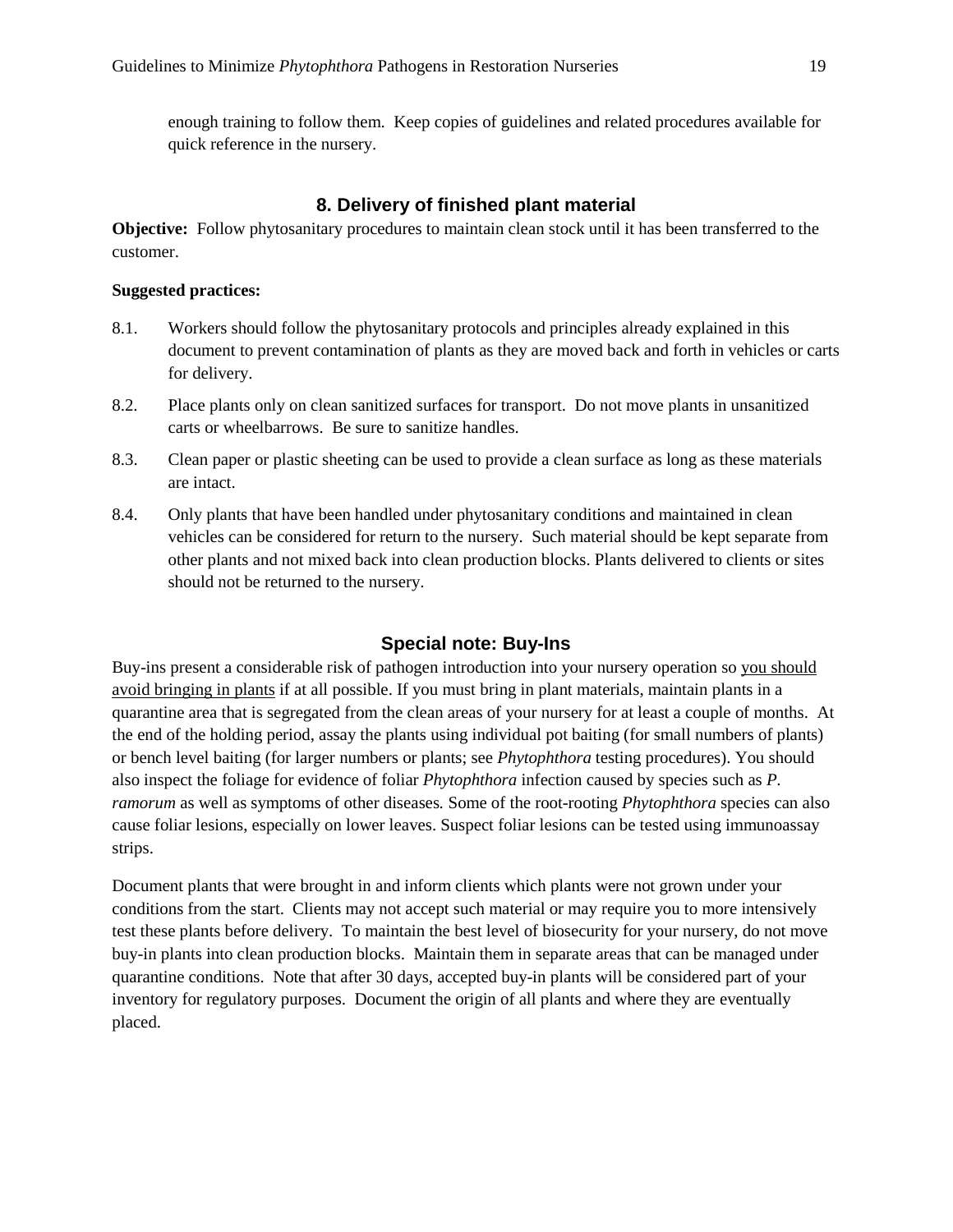enough training to follow them. Keep copies of guidelines and related procedures available for quick reference in the nursery.

## 8. Delivery of finished plant material

**Objective:** Follow phytosanitary procedures to maintain clean stock until it has been transferred to the customer.

**Suggested practices:**

8.1. Workers should follow the phytosanitary protocols and principles already explained in this document to prevent contamination of plants as they are moved back and forth in vehicles or carts for delivery.

8.2. Place plants only on clean sanitized surfaces for transport. Do not move plants in unsanitized carts or wheelbarrows. Be sure to sanitize handles.

8.3. Clean paper or plastic sheeting can be used to provide a clean surface as long as these materials are intact.

8.4. Only plants that have been handled under phytosanitary conditions and maintained in clean vehicles can be considered for return to the nursery. Such material should be kept separate from other plants and not mixed back into clean production blocks. Plants delivered to clients or sites should not be returned to the nursery.

## Special note: Buy-Ins

Buy-ins present a considerable risk of pathogen introduction into your nursery operation so <u>you should avoid bringing in plants</u> if at all possible. If you must bring in plant materials, maintain plants in a quarantine area that is segregated from the clean areas of your nursery for at least a couple of months. At the end of the holding period, assay the plants using individual pot baiting (for small numbers of plants) or bench level baiting (for larger numbers or plants; see *Phytophthora* testing procedures). You should also inspect the foliage for evidence of foliar *Phytophthora* infection caused by species such as *P. ramorum* as well as symptoms of other diseases. Some of the root-rooting *Phytophthora* species can also cause foliar lesions, especially on lower leaves. Suspect foliar lesions can be tested using immunoassay strips.

Document plants that were brought in and inform clients which plants were not grown under your conditions from the start. Clients may not accept such material or may require you to more intensively test these plants before delivery. To maintain the best level of biosecurity for your nursery, do not move buy-in plants into clean production blocks. Maintain them in separate areas that can be managed under quarantine conditions. Note that after 30 days, accepted buy-in plants will be considered part of your inventory for regulatory purposes. Document the origin of all plants and where they are eventually placed.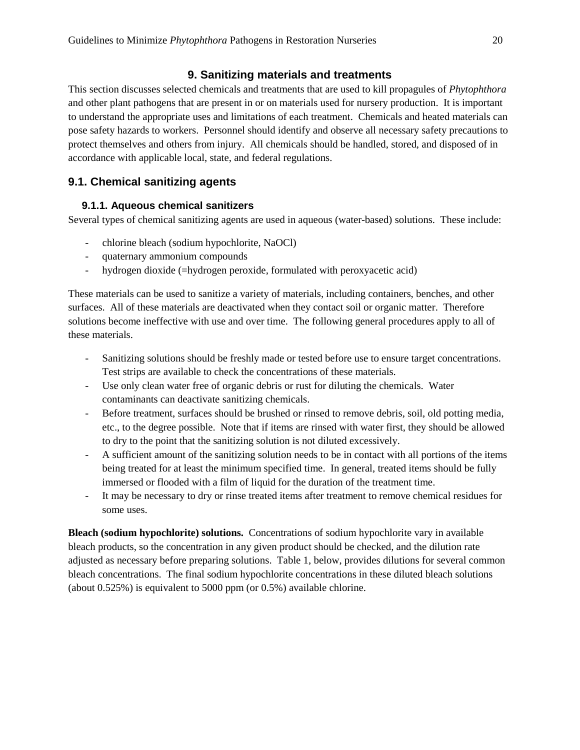## 9. Sanitizing materials and treatments

This section discusses selected chemicals and treatments that are used to kill propagules of *Phytophthora* and other plant pathogens that are present in or on materials used for nursery production. It is important to understand the appropriate uses and limitations of each treatment. Chemicals and heated materials can pose safety hazards to workers. Personnel should identify and observe all necessary safety precautions to protect themselves and others from injury. All chemicals should be handled, stored, and disposed of in accordance with applicable local, state, and federal regulations.

### 9.1. Chemical sanitizing agents

#### 9.1.1. Aqueous chemical sanitizers

Several types of chemical sanitizing agents are used in aqueous (water-based) solutions. These include:

- chlorine bleach (sodium hypochlorite, NaOCl)
- quaternary ammonium compounds
- hydrogen dioxide (=hydrogen peroxide, formulated with peroxyacetic acid)

These materials can be used to sanitize a variety of materials, including containers, benches, and other surfaces. All of these materials are deactivated when they contact soil or organic matter. Therefore solutions become ineffective with use and over time. The following general procedures apply to all of these materials.

- Sanitizing solutions should be freshly made or tested before use to ensure target concentrations. Test strips are available to check the concentrations of these materials.
- Use only clean water free of organic debris or rust for diluting the chemicals. Water contaminants can deactivate sanitizing chemicals.
- Before treatment, surfaces should be brushed or rinsed to remove debris, soil, old potting media, etc., to the degree possible. Note that if items are rinsed with water first, they should be allowed to dry to the point that the sanitizing solution is not diluted excessively.
- A sufficient amount of the sanitizing solution needs to be in contact with all portions of the items being treated for at least the minimum specified time. In general, treated items should be fully immersed or flooded with a film of liquid for the duration of the treatment time.
- It may be necessary to dry or rinse treated items after treatment to remove chemical residues for some uses.

**Bleach (sodium hypochlorite) solutions.** Concentrations of sodium hypochlorite vary in available bleach products, so the concentration in any given product should be checked, and the dilution rate adjusted as necessary before preparing solutions. Table 1, below, provides dilutions for several common bleach concentrations. The final sodium hypochlorite concentrations in these diluted bleach solutions (about 0.525%) is equivalent to 5000 ppm (or 0.5%) available chlorine.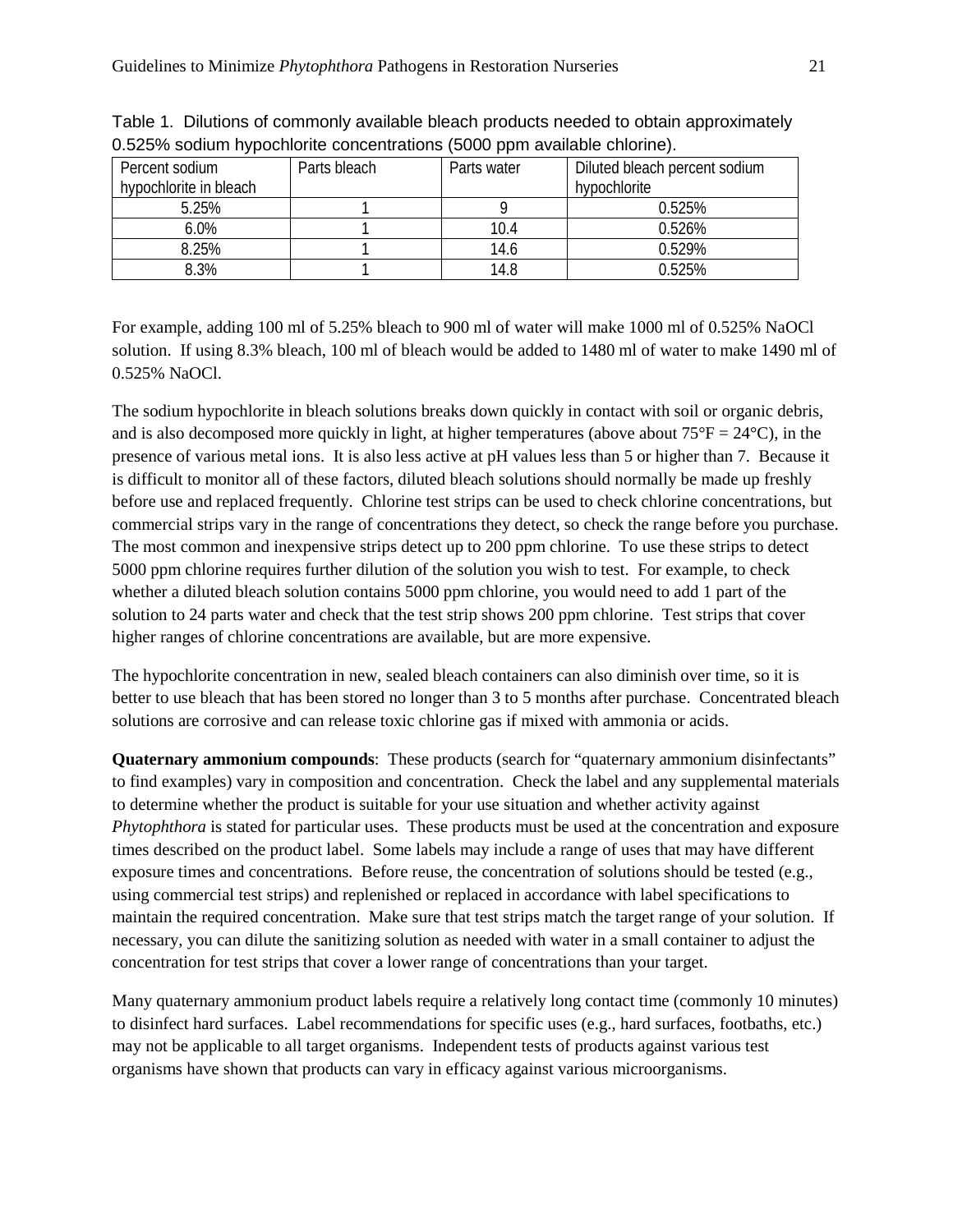Table 1. Dilutions of commonly available bleach products needed to obtain approximately 0.525% sodium hypochlorite concentrations (5000 ppm available chlorine).

| Percent sodium hypochlorite in bleach | Parts bleach | Parts water | Diluted bleach percent sodium hypochlorite |
|---|---|---|---|
| 5.25% | 1 | 9 | 0.525% |
| 6.0% | 1 | 10.4 | 0.526% |
| 8.25% | 1 | 14.6 | 0.529% |
| 8.3% | 1 | 14.8 | 0.525% |

For example, adding 100 ml of 5.25% bleach to 900 ml of water will make 1000 ml of 0.525% NaOCl solution. If using 8.3% bleach, 100 ml of bleach would be added to 1480 ml of water to make 1490 ml of 0.525% NaOCl.

The sodium hypochlorite in bleach solutions breaks down quickly in contact with soil or organic debris, and is also decomposed more quickly in light, at higher temperatures (above about 75°F = 24°C), in the presence of various metal ions. It is also less active at pH values less than 5 or higher than 7. Because it is difficult to monitor all of these factors, diluted bleach solutions should normally be made up freshly before use and replaced frequently. Chlorine test strips can be used to check chlorine concentrations, but commercial strips vary in the range of concentrations they detect, so check the range before you purchase. The most common and inexpensive strips detect up to 200 ppm chlorine. To use these strips to detect 5000 ppm chlorine requires further dilution of the solution you wish to test. For example, to check whether a diluted bleach solution contains 5000 ppm chlorine, you would need to add 1 part of the solution to 24 parts water and check that the test strip shows 200 ppm chlorine. Test strips that cover higher ranges of chlorine concentrations are available, but are more expensive.

The hypochlorite concentration in new, sealed bleach containers can also diminish over time, so it is better to use bleach that has been stored no longer than 3 to 5 months after purchase. Concentrated bleach solutions are corrosive and can release toxic chlorine gas if mixed with ammonia or acids.

**Quaternary ammonium compounds**: These products (search for "quaternary ammonium disinfectants" to find examples) vary in composition and concentration. Check the label and any supplemental materials to determine whether the product is suitable for your use situation and whether activity against *Phytophthora* is stated for particular uses. These products must be used at the concentration and exposure times described on the product label. Some labels may include a range of uses that may have different exposure times and concentrations. Before reuse, the concentration of solutions should be tested (e.g., using commercial test strips) and replenished or replaced in accordance with label specifications to maintain the required concentration. Make sure that test strips match the target range of your solution. If necessary, you can dilute the sanitizing solution as needed with water in a small container to adjust the concentration for test strips that cover a lower range of concentrations than your target.

Many quaternary ammonium product labels require a relatively long contact time (commonly 10 minutes) to disinfect hard surfaces. Label recommendations for specific uses (e.g., hard surfaces, footbaths, etc.) may not be applicable to all target organisms. Independent tests of products against various test organisms have shown that products can vary in efficacy against various microorganisms.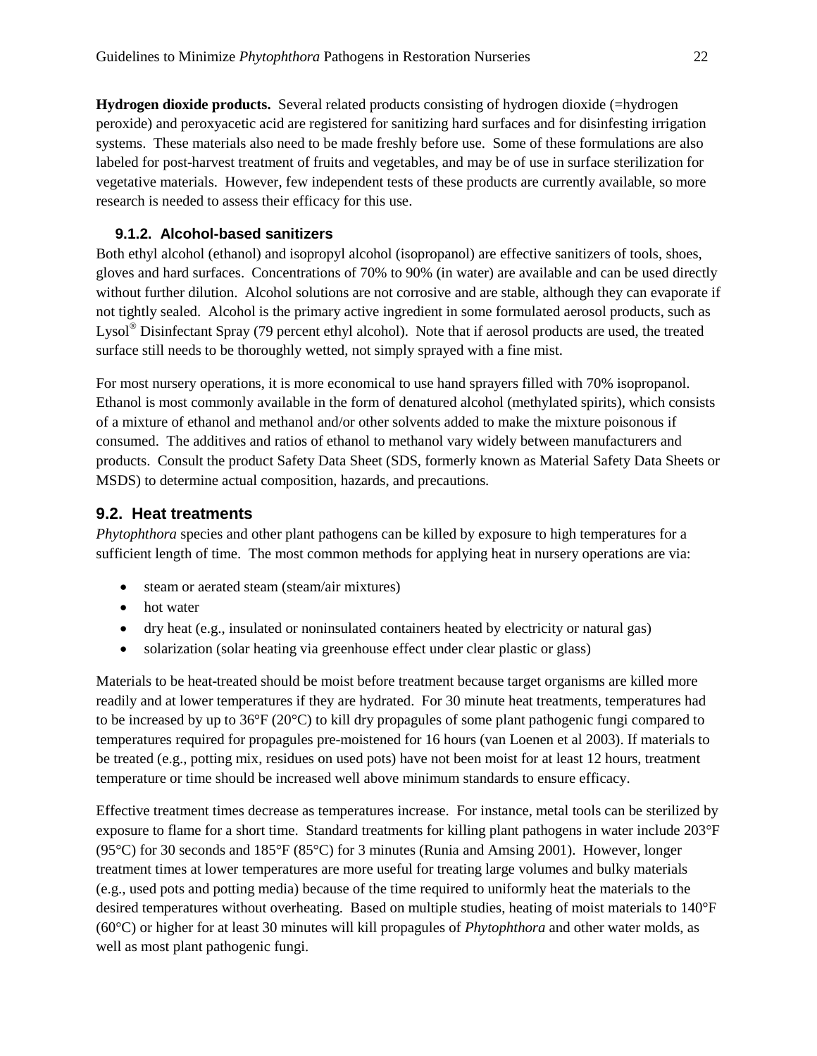**Hydrogen dioxide products.** Several related products consisting of hydrogen dioxide (=hydrogen peroxide) and peroxyacetic acid are registered for sanitizing hard surfaces and for disinfesting irrigation systems. These materials also need to be made freshly before use. Some of these formulations are also labeled for post-harvest treatment of fruits and vegetables, and may be of use in surface sterilization for vegetative materials. However, few independent tests of these products are currently available, so more research is needed to assess their efficacy for this use.

### 9.1.2. Alcohol-based sanitizers

Both ethyl alcohol (ethanol) and isopropyl alcohol (isopropanol) are effective sanitizers of tools, shoes, gloves and hard surfaces. Concentrations of 70% to 90% (in water) are available and can be used directly without further dilution. Alcohol solutions are not corrosive and are stable, although they can evaporate if not tightly sealed. Alcohol is the primary active ingredient in some formulated aerosol products, such as Lysol® Disinfectant Spray (79 percent ethyl alcohol). Note that if aerosol products are used, the treated surface still needs to be thoroughly wetted, not simply sprayed with a fine mist.

For most nursery operations, it is more economical to use hand sprayers filled with 70% isopropanol. Ethanol is most commonly available in the form of denatured alcohol (methylated spirits), which consists of a mixture of ethanol and methanol and/or other solvents added to make the mixture poisonous if consumed. The additives and ratios of ethanol to methanol vary widely between manufacturers and products. Consult the product Safety Data Sheet (SDS, formerly known as Material Safety Data Sheets or MSDS) to determine actual composition, hazards, and precautions.

## 9.2. Heat treatments

*Phytophthora* species and other plant pathogens can be killed by exposure to high temperatures for a sufficient length of time. The most common methods for applying heat in nursery operations are via:

- steam or aerated steam (steam/air mixtures)
- hot water
- dry heat (e.g., insulated or noninsulated containers heated by electricity or natural gas)
- solarization (solar heating via greenhouse effect under clear plastic or glass)

Materials to be heat-treated should be moist before treatment because target organisms are killed more readily and at lower temperatures if they are hydrated. For 30 minute heat treatments, temperatures had to be increased by up to 36°F (20°C) to kill dry propagules of some plant pathogenic fungi compared to temperatures required for propagules pre-moistened for 16 hours (van Loenen et al 2003). If materials to be treated (e.g., potting mix, residues on used pots) have not been moist for at least 12 hours, treatment temperature or time should be increased well above minimum standards to ensure efficacy.

Effective treatment times decrease as temperatures increase. For instance, metal tools can be sterilized by exposure to flame for a short time. Standard treatments for killing plant pathogens in water include 203°F (95°C) for 30 seconds and 185°F (85°C) for 3 minutes (Runia and Amsing 2001). However, longer treatment times at lower temperatures are more useful for treating large volumes and bulky materials (e.g., used pots and potting media) because of the time required to uniformly heat the materials to the desired temperatures without overheating. Based on multiple studies, heating of moist materials to 140°F (60°C) or higher for at least 30 minutes will kill propagules of *Phytophthora* and other water molds, as well as most plant pathogenic fungi.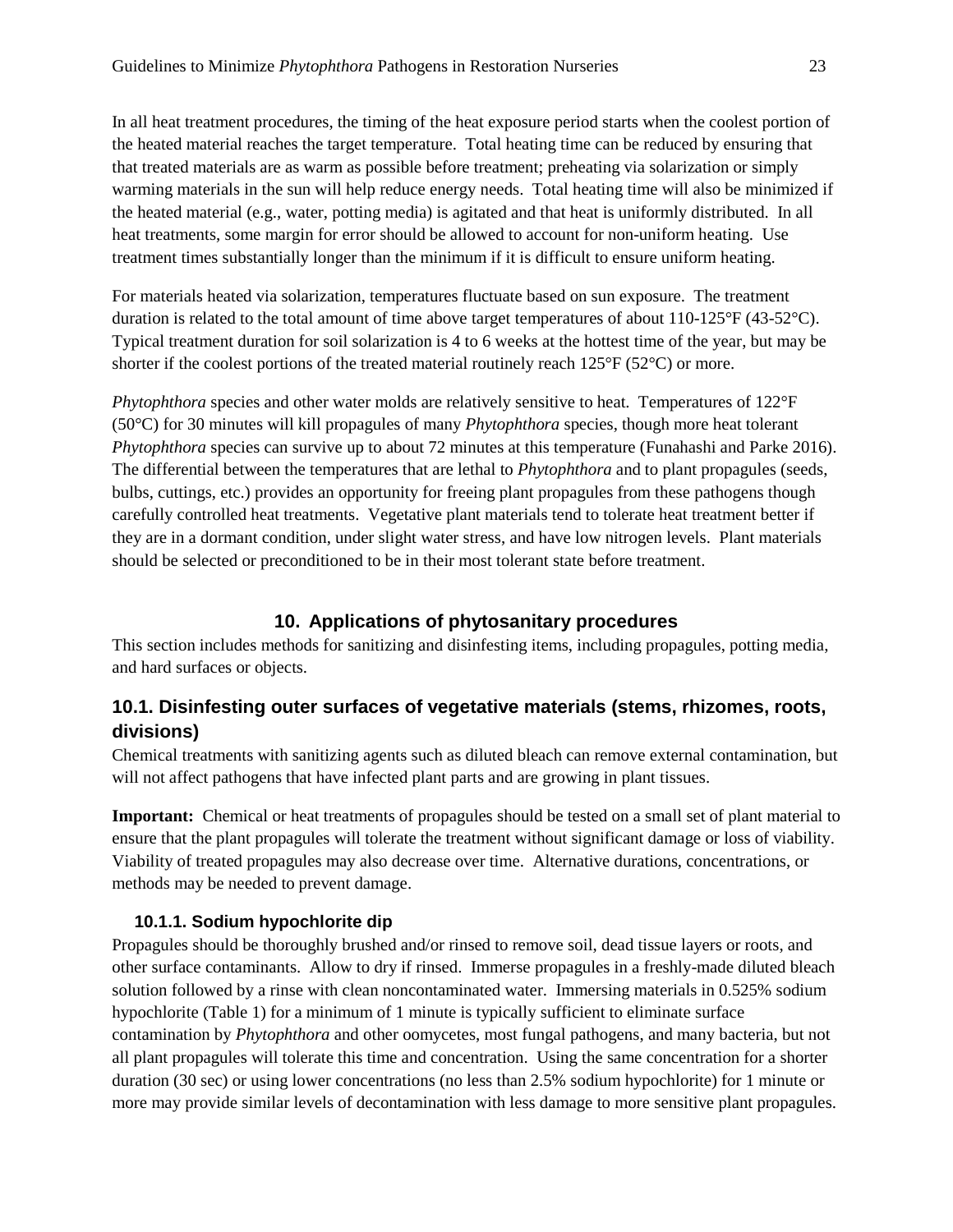In all heat treatment procedures, the timing of the heat exposure period starts when the coolest portion of the heated material reaches the target temperature. Total heating time can be reduced by ensuring that that treated materials are as warm as possible before treatment; preheating via solarization or simply warming materials in the sun will help reduce energy needs. Total heating time will also be minimized if the heated material (e.g., water, potting media) is agitated and that heat is uniformly distributed. In all heat treatments, some margin for error should be allowed to account for non-uniform heating. Use treatment times substantially longer than the minimum if it is difficult to ensure uniform heating.

For materials heated via solarization, temperatures fluctuate based on sun exposure. The treatment duration is related to the total amount of time above target temperatures of about 110-125°F (43-52°C). Typical treatment duration for soil solarization is 4 to 6 weeks at the hottest time of the year, but may be shorter if the coolest portions of the treated material routinely reach 125°F (52°C) or more.

*Phytophthora* species and other water molds are relatively sensitive to heat. Temperatures of 122°F (50°C) for 30 minutes will kill propagules of many *Phytophthora* species, though more heat tolerant *Phytophthora* species can survive up to about 72 minutes at this temperature (Funahashi and Parke 2016). The differential between the temperatures that are lethal to *Phytophthora* and to plant propagules (seeds, bulbs, cuttings, etc.) provides an opportunity for freeing plant propagules from these pathogens though carefully controlled heat treatments. Vegetative plant materials tend to tolerate heat treatment better if they are in a dormant condition, under slight water stress, and have low nitrogen levels. Plant materials should be selected or preconditioned to be in their most tolerant state before treatment.

# 10. Applications of phytosanitary procedures

This section includes methods for sanitizing and disinfesting items, including propagules, potting media, and hard surfaces or objects.

## 10.1. Disinfesting outer surfaces of vegetative materials (stems, rhizomes, roots, divisions)

Chemical treatments with sanitizing agents such as diluted bleach can remove external contamination, but will not affect pathogens that have infected plant parts and are growing in plant tissues.

**Important:** Chemical or heat treatments of propagules should be tested on a small set of plant material to ensure that the plant propagules will tolerate the treatment without significant damage or loss of viability. Viability of treated propagules may also decrease over time. Alternative durations, concentrations, or methods may be needed to prevent damage.

### 10.1.1. Sodium hypochlorite dip

Propagules should be thoroughly brushed and/or rinsed to remove soil, dead tissue layers or roots, and other surface contaminants. Allow to dry if rinsed. Immerse propagules in a freshly-made diluted bleach solution followed by a rinse with clean noncontaminated water. Immersing materials in 0.525% sodium hypochlorite (Table 1) for a minimum of 1 minute is typically sufficient to eliminate surface contamination by *Phytophthora* and other oomycetes, most fungal pathogens, and many bacteria, but not all plant propagules will tolerate this time and concentration. Using the same concentration for a shorter duration (30 sec) or using lower concentrations (no less than 2.5% sodium hypochlorite) for 1 minute or more may provide similar levels of decontamination with less damage to more sensitive plant propagules.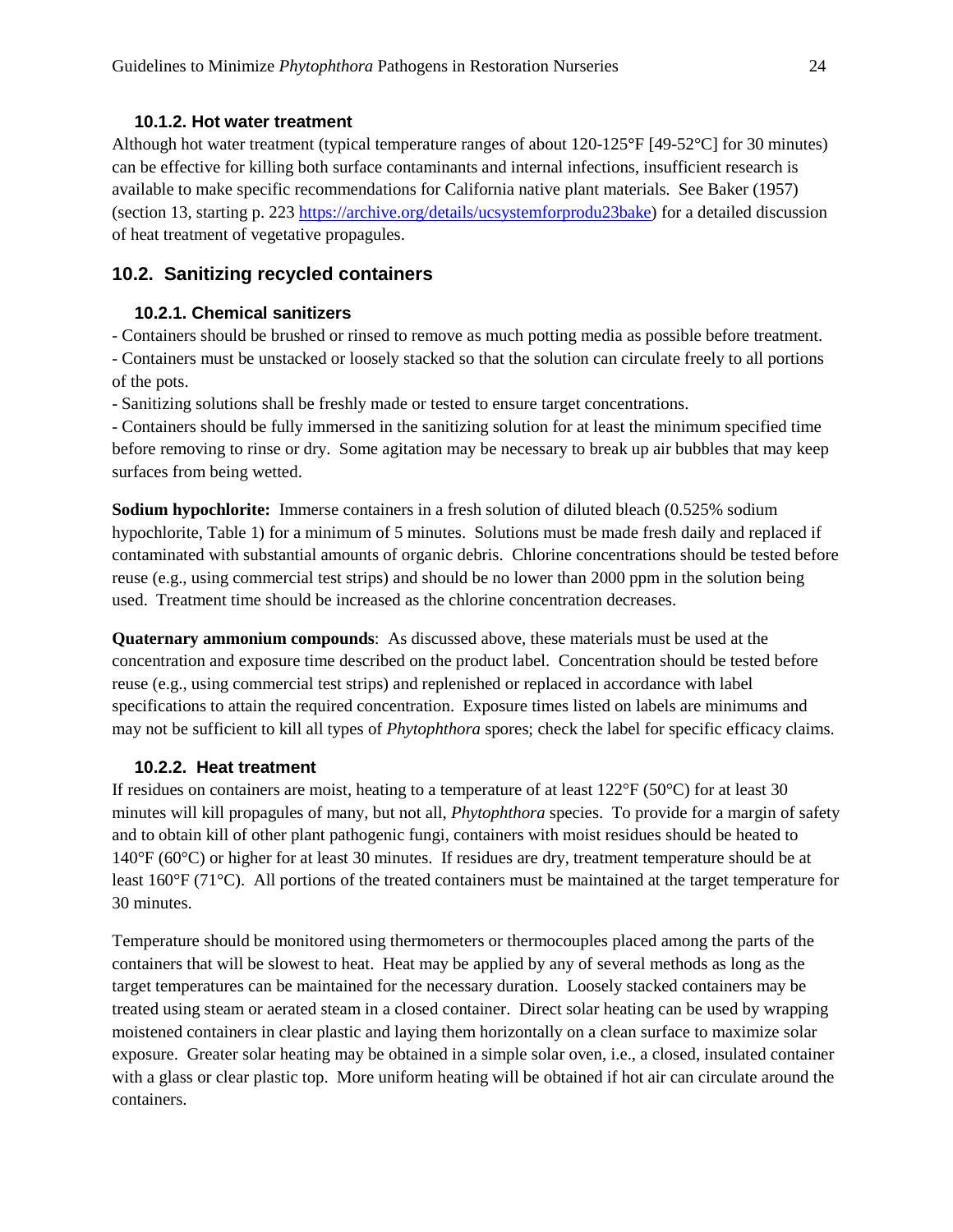### 10.1.2. Hot water treatment

Although hot water treatment (typical temperature ranges of about 120-125°F [49-52°C] for 30 minutes) can be effective for killing both surface contaminants and internal infections, insufficient research is available to make specific recommendations for California native plant materials. See Baker (1957) (section 13, starting p. 223 https://archive.org/details/ucsystemforprodu23bake) for a detailed discussion of heat treatment of vegetative propagules.

## 10.2. Sanitizing recycled containers

### 10.2.1. Chemical sanitizers

- Containers should be brushed or rinsed to remove as much potting media as possible before treatment.
- Containers must be unstacked or loosely stacked so that the solution can circulate freely to all portions of the pots.
- Sanitizing solutions shall be freshly made or tested to ensure target concentrations.
- Containers should be fully immersed in the sanitizing solution for at least the minimum specified time before removing to rinse or dry. Some agitation may be necessary to break up air bubbles that may keep surfaces from being wetted.

**Sodium hypochlorite:** Immerse containers in a fresh solution of diluted bleach (0.525% sodium hypochlorite, Table 1) for a minimum of 5 minutes. Solutions must be made fresh daily and replaced if contaminated with substantial amounts of organic debris. Chlorine concentrations should be tested before reuse (e.g., using commercial test strips) and should be no lower than 2000 ppm in the solution being used. Treatment time should be increased as the chlorine concentration decreases.

**Quaternary ammonium compounds**: As discussed above, these materials must be used at the concentration and exposure time described on the product label. Concentration should be tested before reuse (e.g., using commercial test strips) and replenished or replaced in accordance with label specifications to attain the required concentration. Exposure times listed on labels are minimums and may not be sufficient to kill all types of *Phytophthora* spores; check the label for specific efficacy claims.

### 10.2.2. Heat treatment

If residues on containers are moist, heating to a temperature of at least 122°F (50°C) for at least 30 minutes will kill propagules of many, but not all, *Phytophthora* species. To provide for a margin of safety and to obtain kill of other plant pathogenic fungi, containers with moist residues should be heated to 140°F (60°C) or higher for at least 30 minutes. If residues are dry, treatment temperature should be at least 160°F (71°C). All portions of the treated containers must be maintained at the target temperature for 30 minutes.

Temperature should be monitored using thermometers or thermocouples placed among the parts of the containers that will be slowest to heat. Heat may be applied by any of several methods as long as the target temperatures can be maintained for the necessary duration. Loosely stacked containers may be treated using steam or aerated steam in a closed container. Direct solar heating can be used by wrapping moistened containers in clear plastic and laying them horizontally on a clean surface to maximize solar exposure. Greater solar heating may be obtained in a simple solar oven, i.e., a closed, insulated container with a glass or clear plastic top. More uniform heating will be obtained if hot air can circulate around the containers.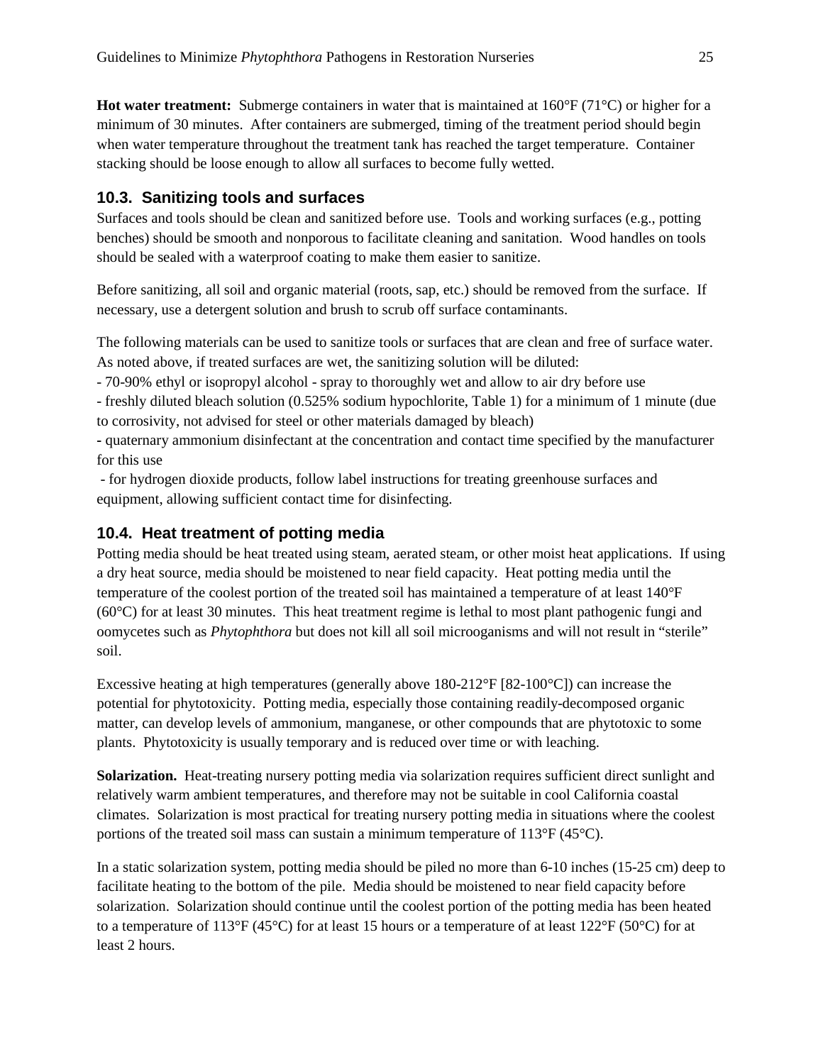**Hot water treatment:** Submerge containers in water that is maintained at 160°F (71°C) or higher for a minimum of 30 minutes. After containers are submerged, timing of the treatment period should begin when water temperature throughout the treatment tank has reached the target temperature. Container stacking should be loose enough to allow all surfaces to become fully wetted.

## 10.3. Sanitizing tools and surfaces

Surfaces and tools should be clean and sanitized before use. Tools and working surfaces (e.g., potting benches) should be smooth and nonporous to facilitate cleaning and sanitation. Wood handles on tools should be sealed with a waterproof coating to make them easier to sanitize.

Before sanitizing, all soil and organic material (roots, sap, etc.) should be removed from the surface. If necessary, use a detergent solution and brush to scrub off surface contaminants.

The following materials can be used to sanitize tools or surfaces that are clean and free of surface water. As noted above, if treated surfaces are wet, the sanitizing solution will be diluted:

- 70-90% ethyl or isopropyl alcohol - spray to thoroughly wet and allow to air dry before use
- freshly diluted bleach solution (0.525% sodium hypochlorite, Table 1) for a minimum of 1 minute (due to corrosivity, not advised for steel or other materials damaged by bleach)
- quaternary ammonium disinfectant at the concentration and contact time specified by the manufacturer for this use
- for hydrogen dioxide products, follow label instructions for treating greenhouse surfaces and equipment, allowing sufficient contact time for disinfecting.

## 10.4. Heat treatment of potting media

Potting media should be heat treated using steam, aerated steam, or other moist heat applications. If using a dry heat source, media should be moistened to near field capacity. Heat potting media until the temperature of the coolest portion of the treated soil has maintained a temperature of at least 140°F (60°C) for at least 30 minutes. This heat treatment regime is lethal to most plant pathogenic fungi and oomycetes such as *Phytophthora* but does not kill all soil microoganisms and will not result in "sterile" soil.

Excessive heating at high temperatures (generally above 180-212°F [82-100°C]) can increase the potential for phytotoxicity. Potting media, especially those containing readily-decomposed organic matter, can develop levels of ammonium, manganese, or other compounds that are phytotoxic to some plants. Phytotoxicity is usually temporary and is reduced over time or with leaching.

**Solarization.** Heat-treating nursery potting media via solarization requires sufficient direct sunlight and relatively warm ambient temperatures, and therefore may not be suitable in cool California coastal climates. Solarization is most practical for treating nursery potting media in situations where the coolest portions of the treated soil mass can sustain a minimum temperature of 113°F (45°C).

In a static solarization system, potting media should be piled no more than 6-10 inches (15-25 cm) deep to facilitate heating to the bottom of the pile. Media should be moistened to near field capacity before solarization. Solarization should continue until the coolest portion of the potting media has been heated to a temperature of 113°F (45°C) for at least 15 hours or a temperature of at least 122°F (50°C) for at least 2 hours.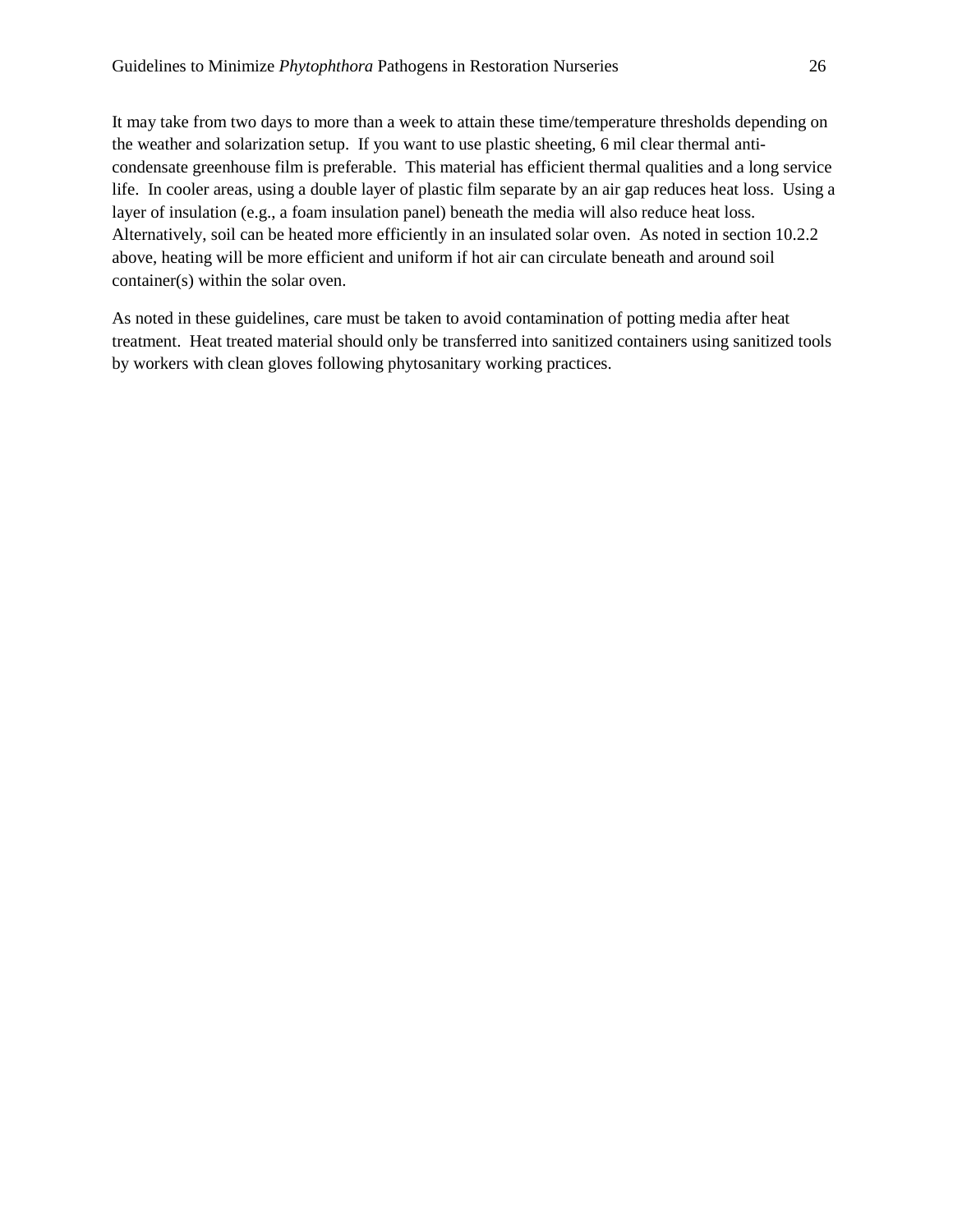It may take from two days to more than a week to attain these time/temperature thresholds depending on the weather and solarization setup. If you want to use plastic sheeting, 6 mil clear thermal anti-condensate greenhouse film is preferable. This material has efficient thermal qualities and a long service life. In cooler areas, using a double layer of plastic film separate by an air gap reduces heat loss. Using a layer of insulation (e.g., a foam insulation panel) beneath the media will also reduce heat loss. Alternatively, soil can be heated more efficiently in an insulated solar oven. As noted in section 10.2.2 above, heating will be more efficient and uniform if hot air can circulate beneath and around soil container(s) within the solar oven.

As noted in these guidelines, care must be taken to avoid contamination of potting media after heat treatment. Heat treated material should only be transferred into sanitized containers using sanitized tools by workers with clean gloves following phytosanitary working practices.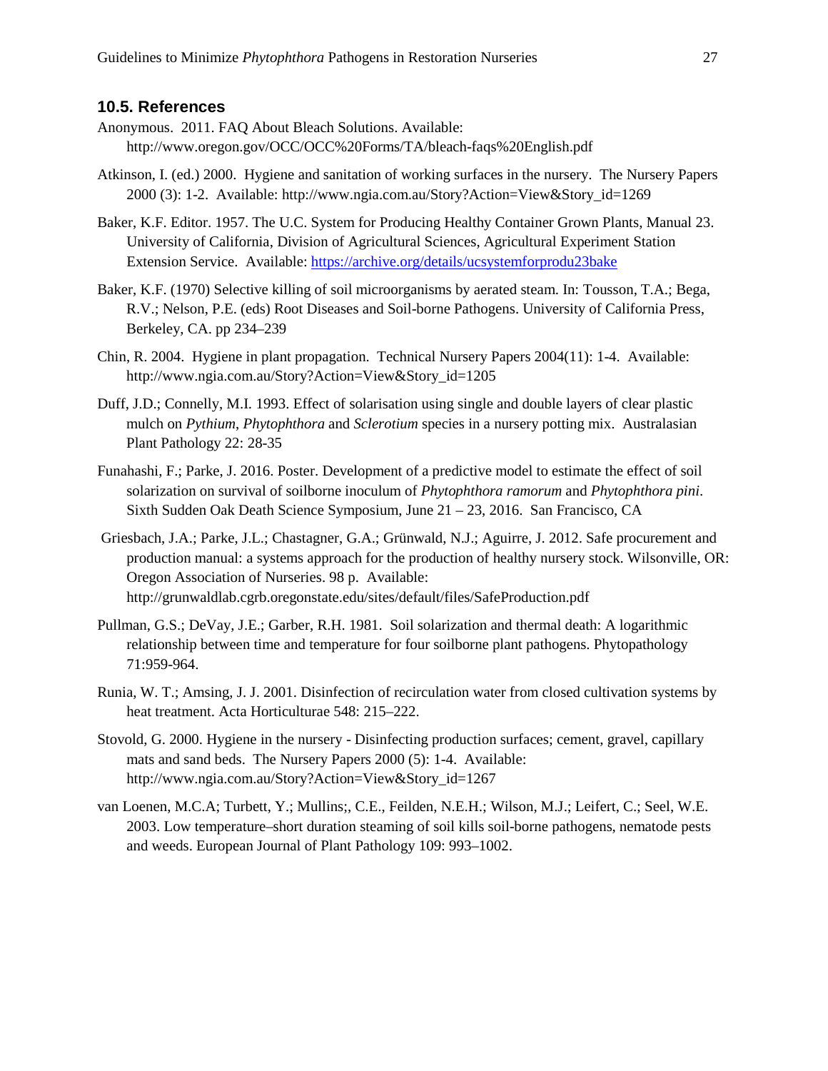## 10.5. References

Anonymous. 2011. FAQ About Bleach Solutions. Available: http://www.oregon.gov/OCC/OCC%20Forms/TA/bleach-faqs%20English.pdf

Atkinson, I. (ed.) 2000. Hygiene and sanitation of working surfaces in the nursery. The Nursery Papers 2000 (3): 1-2. Available: http://www.ngia.com.au/Story?Action=View&Story_id=1269

Baker, K.F. Editor. 1957. The U.C. System for Producing Healthy Container Grown Plants, Manual 23. University of California, Division of Agricultural Sciences, Agricultural Experiment Station Extension Service. Available: https://archive.org/details/ucsystemforprodu23bake

Baker, K.F. (1970) Selective killing of soil microorganisms by aerated steam. In: Tousson, T.A.; Bega, R.V.; Nelson, P.E. (eds) Root Diseases and Soil-borne Pathogens. University of California Press, Berkeley, CA. pp 234–239

Chin, R. 2004. Hygiene in plant propagation. Technical Nursery Papers 2004(11): 1-4. Available: http://www.ngia.com.au/Story?Action=View&Story_id=1205

Duff, J.D.; Connelly, M.I. 1993. Effect of solarisation using single and double layers of clear plastic mulch on *Pythium*, *Phytophthora* and *Sclerotium* species in a nursery potting mix. Australasian Plant Pathology 22: 28-35

Funahashi, F.; Parke, J. 2016. Poster. Development of a predictive model to estimate the effect of soil solarization on survival of soilborne inoculum of *Phytophthora ramorum* and *Phytophthora pini*. Sixth Sudden Oak Death Science Symposium, June 21 – 23, 2016. San Francisco, CA

Griesbach, J.A.; Parke, J.L.; Chastagner, G.A.; Grünwald, N.J.; Aguirre, J. 2012. Safe procurement and production manual: a systems approach for the production of healthy nursery stock. Wilsonville, OR: Oregon Association of Nurseries. 98 p. Available: http://grunwaldlab.cgrb.oregonstate.edu/sites/default/files/SafeProduction.pdf

Pullman, G.S.; DeVay, J.E.; Garber, R.H. 1981. Soil solarization and thermal death: A logarithmic relationship between time and temperature for four soilborne plant pathogens. Phytopathology 71:959-964.

Runia, W. T.; Amsing, J. J. 2001. Disinfection of recirculation water from closed cultivation systems by heat treatment. Acta Horticulturae 548: 215–222.

Stovold, G. 2000. Hygiene in the nursery - Disinfecting production surfaces; cement, gravel, capillary mats and sand beds. The Nursery Papers 2000 (5): 1-4. Available: http://www.ngia.com.au/Story?Action=View&Story_id=1267

van Loenen, M.C.A; Turbett, Y.; Mullins;, C.E., Feilden, N.E.H.; Wilson, M.J.; Leifert, C.; Seel, W.E. 2003. Low temperature–short duration steaming of soil kills soil-borne pathogens, nematode pests and weeds. European Journal of Plant Pathology 109: 993–1002.